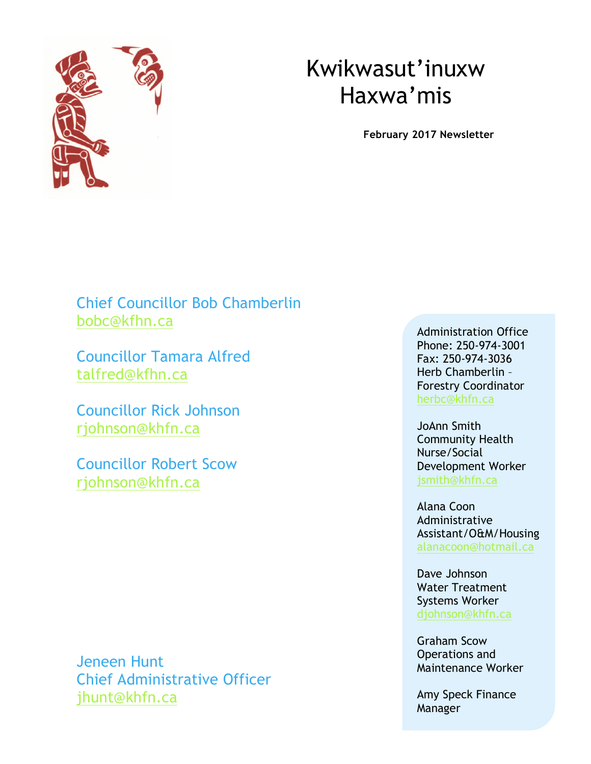# Kwikwasut'inuxw Haxwa'mis

**February 2017 Newsletter**

Chief Councillor Bob Chamberlin
bobc@kfhn.ca

Councillor Tamara Alfred
talfred@kfhn.ca

Councillor Rick Johnson
rjohnson@khfn.ca

Councillor Robert Scow
rjohnson@khfn.ca

Jeneen Hunt
Chief Administrative Officer
jhunt@khfn.ca

Administration Office
Phone: 250-974-3001
Fax: 250-974-3036
Herb Chamberlin – Forestry Coordinator
herbc@khfn.ca

JoAnn Smith
Community Health Nurse/Social Development Worker
jsmith@khfn.ca

Alana Coon
Administrative Assistant/O&M/Housing
alanacoon@hotmail.ca

Dave Johnson
Water Treatment Systems Worker
djohnson@khfn.ca

Graham Scow
Operations and Maintenance Worker

Amy Speck Finance Manager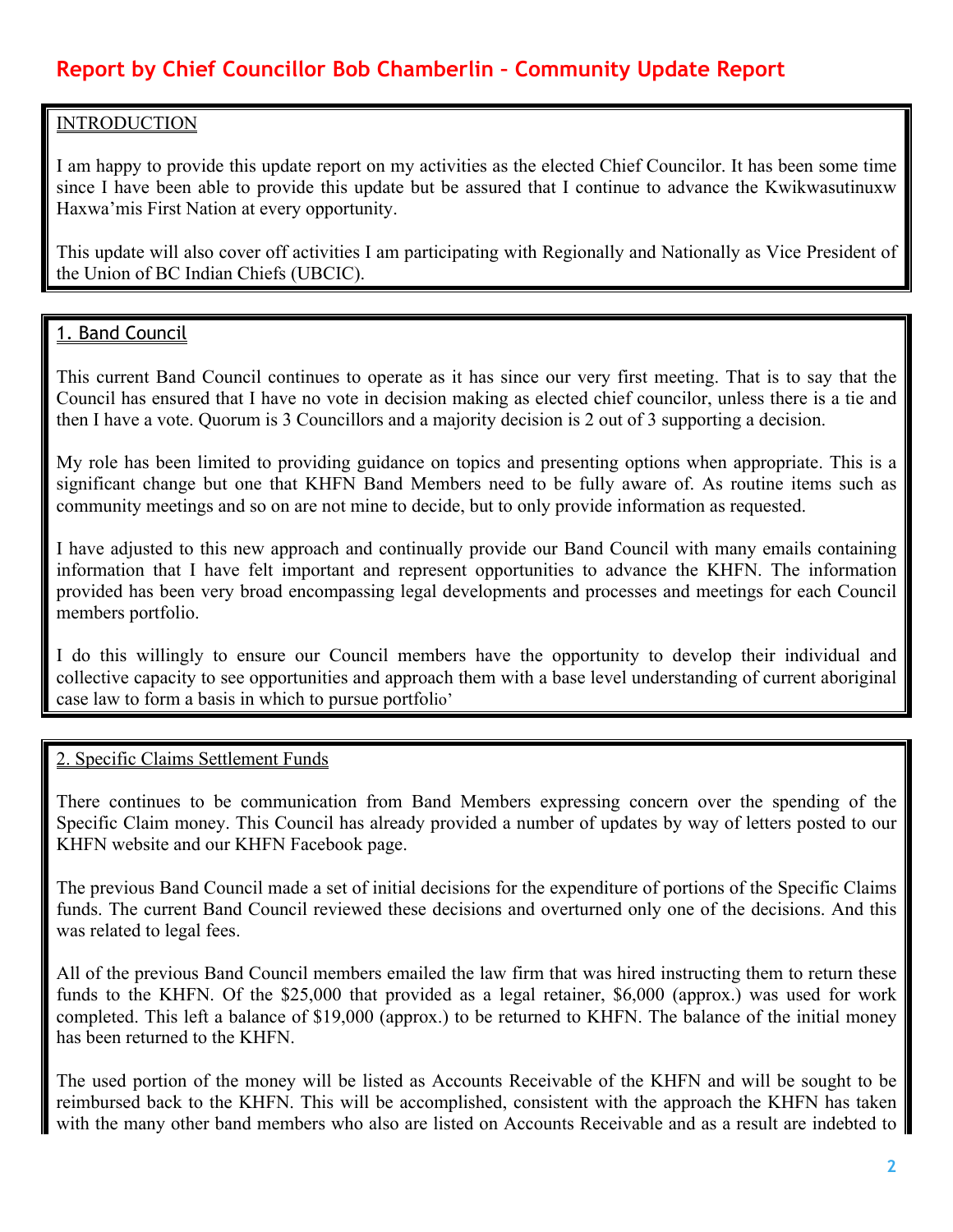# Report by Chief Councillor Bob Chamberlin – Community Update Report

INTRODUCTION

I am happy to provide this update report on my activities as the elected Chief Councilor. It has been some time since I have been able to provide this update but be assured that I continue to advance the Kwikwasutinuxw Haxwa'mis First Nation at every opportunity.

This update will also cover off activities I am participating with Regionally and Nationally as Vice President of the Union of BC Indian Chiefs (UBCIC).

## 1. Band Council

This current Band Council continues to operate as it has since our very first meeting. That is to say that the Council has ensured that I have no vote in decision making as elected chief councilor, unless there is a tie and then I have a vote. Quorum is 3 Councillors and a majority decision is 2 out of 3 supporting a decision.

My role has been limited to providing guidance on topics and presenting options when appropriate. This is a significant change but one that KHFN Band Members need to be fully aware of. As routine items such as community meetings and so on are not mine to decide, but to only provide information as requested.

I have adjusted to this new approach and continually provide our Band Council with many emails containing information that I have felt important and represent opportunities to advance the KHFN. The information provided has been very broad encompassing legal developments and processes and meetings for each Council members portfolio.

I do this willingly to ensure our Council members have the opportunity to develop their individual and collective capacity to see opportunities and approach them with a base level understanding of current aboriginal case law to form a basis in which to pursue portfolio'

## 2. Specific Claims Settlement Funds

There continues to be communication from Band Members expressing concern over the spending of the Specific Claim money. This Council has already provided a number of updates by way of letters posted to our KHFN website and our KHFN Facebook page.

The previous Band Council made a set of initial decisions for the expenditure of portions of the Specific Claims funds. The current Band Council reviewed these decisions and overturned only one of the decisions. And this was related to legal fees.

All of the previous Band Council members emailed the law firm that was hired instructing them to return these funds to the KHFN. Of the $25,000 that provided as a legal retainer, $6,000 (approx.) was used for work completed. This left a balance of $19,000 (approx.) to be returned to KHFN. The balance of the initial money has been returned to the KHFN.

The used portion of the money will be listed as Accounts Receivable of the KHFN and will be sought to be reimbursed back to the KHFN. This will be accomplished, consistent with the approach the KHFN has taken with the many other band members who also are listed on Accounts Receivable and as a result are indebted to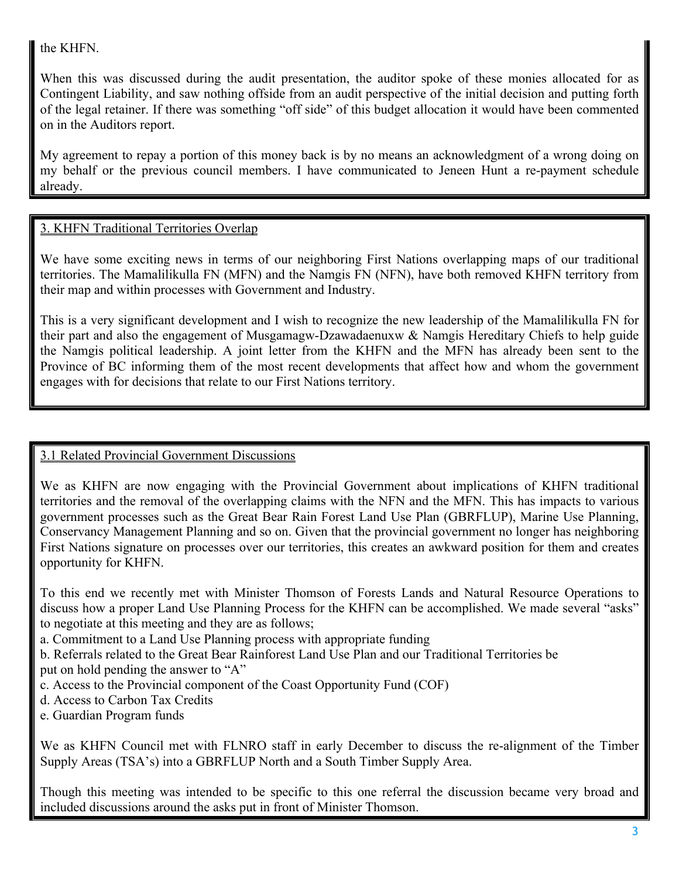the KHFN.

When this was discussed during the audit presentation, the auditor spoke of these monies allocated for as Contingent Liability, and saw nothing offside from an audit perspective of the initial decision and putting forth of the legal retainer. If there was something "off side" of this budget allocation it would have been commented on in the Auditors report.

My agreement to repay a portion of this money back is by no means an acknowledgment of a wrong doing on my behalf or the previous council members. I have communicated to Jeneen Hunt a re-payment schedule already.

## 3. KHFN Traditional Territories Overlap

We have some exciting news in terms of our neighboring First Nations overlapping maps of our traditional territories. The Mamalilikulla FN (MFN) and the Namgis FN (NFN), have both removed KHFN territory from their map and within processes with Government and Industry.

This is a very significant development and I wish to recognize the new leadership of the Mamalilikulla FN for their part and also the engagement of Musgamagw-Dzawadaenuxw & Namgis Hereditary Chiefs to help guide the Namgis political leadership. A joint letter from the KHFN and the MFN has already been sent to the Province of BC informing them of the most recent developments that affect how and whom the government engages with for decisions that relate to our First Nations territory.

## 3.1 Related Provincial Government Discussions

We as KHFN are now engaging with the Provincial Government about implications of KHFN traditional territories and the removal of the overlapping claims with the NFN and the MFN. This has impacts to various government processes such as the Great Bear Rain Forest Land Use Plan (GBRFLUP), Marine Use Planning, Conservancy Management Planning and so on. Given that the provincial government no longer has neighboring First Nations signature on processes over our territories, this creates an awkward position for them and creates opportunity for KHFN.

To this end we recently met with Minister Thomson of Forests Lands and Natural Resource Operations to discuss how a proper Land Use Planning Process for the KHFN can be accomplished. We made several "asks" to negotiate at this meeting and they are as follows;

a. Commitment to a Land Use Planning process with appropriate funding
b. Referrals related to the Great Bear Rainforest Land Use Plan and our Traditional Territories be put on hold pending the answer to "A"
c. Access to the Provincial component of the Coast Opportunity Fund (COF)
d. Access to Carbon Tax Credits
e. Guardian Program funds

We as KHFN Council met with FLNRO staff in early December to discuss the re-alignment of the Timber Supply Areas (TSA's) into a GBRFLUP North and a South Timber Supply Area.

Though this meeting was intended to be specific to this one referral the discussion became very broad and included discussions around the asks put in front of Minister Thomson.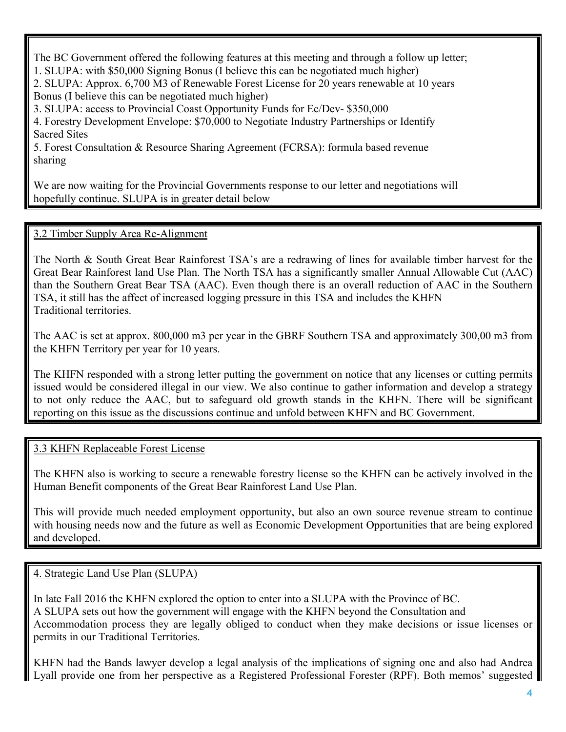The BC Government offered the following features at this meeting and through a follow up letter;

1. SLUPA: with $50,000 Signing Bonus (I believe this can be negotiated much higher)
2. SLUPA: Approx. 6,700 M3 of Renewable Forest License for 20 years renewable at 10 years Bonus (I believe this can be negotiated much higher)
3. SLUPA: access to Provincial Coast Opportunity Funds for Ec/Dev- $350,000
4. Forestry Development Envelope: $70,000 to Negotiate Industry Partnerships or Identify Sacred Sites
5. Forest Consultation & Resource Sharing Agreement (FCRSA): formula based revenue sharing

We are now waiting for the Provincial Governments response to our letter and negotiations will hopefully continue. SLUPA is in greater detail below

## 3.2 Timber Supply Area Re-Alignment

The North & South Great Bear Rainforest TSA's are a redrawing of lines for available timber harvest for the Great Bear Rainforest land Use Plan. The North TSA has a significantly smaller Annual Allowable Cut (AAC) than the Southern Great Bear TSA (AAC). Even though there is an overall reduction of AAC in the Southern TSA, it still has the affect of increased logging pressure in this TSA and includes the KHFN Traditional territories.

The AAC is set at approx. 800,000 m3 per year in the GBRF Southern TSA and approximately 300,00 m3 from the KHFN Territory per year for 10 years.

The KHFN responded with a strong letter putting the government on notice that any licenses or cutting permits issued would be considered illegal in our view. We also continue to gather information and develop a strategy to not only reduce the AAC, but to safeguard old growth stands in the KHFN. There will be significant reporting on this issue as the discussions continue and unfold between KHFN and BC Government.

## 3.3 KHFN Replaceable Forest License

The KHFN also is working to secure a renewable forestry license so the KHFN can be actively involved in the Human Benefit components of the Great Bear Rainforest Land Use Plan.

This will provide much needed employment opportunity, but also an own source revenue stream to continue with housing needs now and the future as well as Economic Development Opportunities that are being explored and developed.

## 4. Strategic Land Use Plan (SLUPA)

In late Fall 2016 the KHFN explored the option to enter into a SLUPA with the Province of BC.
A SLUPA sets out how the government will engage with the KHFN beyond the Consultation and Accommodation process they are legally obliged to conduct when they make decisions or issue licenses or permits in our Traditional Territories.

KHFN had the Bands lawyer develop a legal analysis of the implications of signing one and also had Andrea Lyall provide one from her perspective as a Registered Professional Forester (RPF). Both memos' suggested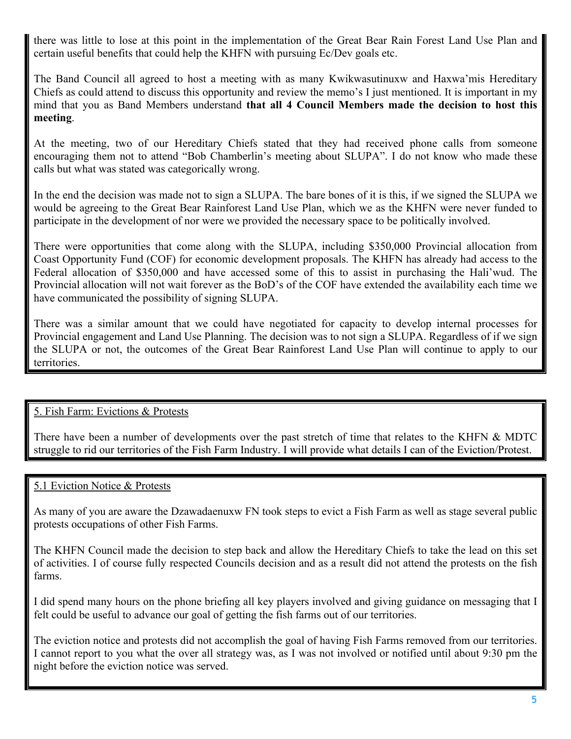there was little to lose at this point in the implementation of the Great Bear Rain Forest Land Use Plan and certain useful benefits that could help the KHFN with pursuing Ec/Dev goals etc.

The Band Council all agreed to host a meeting with as many Kwikwasutinuxw and Haxwa'mis Hereditary Chiefs as could attend to discuss this opportunity and review the memo's I just mentioned. It is important in my mind that you as Band Members understand **that all 4 Council Members made the decision to host this meeting**.

At the meeting, two of our Hereditary Chiefs stated that they had received phone calls from someone encouraging them not to attend "Bob Chamberlin's meeting about SLUPA". I do not know who made these calls but what was stated was categorically wrong.

In the end the decision was made not to sign a SLUPA. The bare bones of it is this, if we signed the SLUPA we would be agreeing to the Great Bear Rainforest Land Use Plan, which we as the KHFN were never funded to participate in the development of nor were we provided the necessary space to be politically involved.

There were opportunities that come along with the SLUPA, including $350,000 Provincial allocation from Coast Opportunity Fund (COF) for economic development proposals. The KHFN has already had access to the Federal allocation of $350,000 and have accessed some of this to assist in purchasing the Hali'wud. The Provincial allocation will not wait forever as the BoD's of the COF have extended the availability each time we have communicated the possibility of signing SLUPA.

There was a similar amount that we could have negotiated for capacity to develop internal processes for Provincial engagement and Land Use Planning. The decision was to not sign a SLUPA. Regardless of if we sign the SLUPA or not, the outcomes of the Great Bear Rainforest Land Use Plan will continue to apply to our territories.

## 5. Fish Farm: Evictions & Protests

There have been a number of developments over the past stretch of time that relates to the KHFN & MDTC struggle to rid our territories of the Fish Farm Industry. I will provide what details I can of the Eviction/Protest.

### 5.1 Eviction Notice & Protests

As many of you are aware the Dzawadaenuxw FN took steps to evict a Fish Farm as well as stage several public protests occupations of other Fish Farms.

The KHFN Council made the decision to step back and allow the Hereditary Chiefs to take the lead on this set of activities. I of course fully respected Councils decision and as a result did not attend the protests on the fish farms.

I did spend many hours on the phone briefing all key players involved and giving guidance on messaging that I felt could be useful to advance our goal of getting the fish farms out of our territories.

The eviction notice and protests did not accomplish the goal of having Fish Farms removed from our territories. I cannot report to you what the over all strategy was, as I was not involved or notified until about 9:30 pm the night before the eviction notice was served.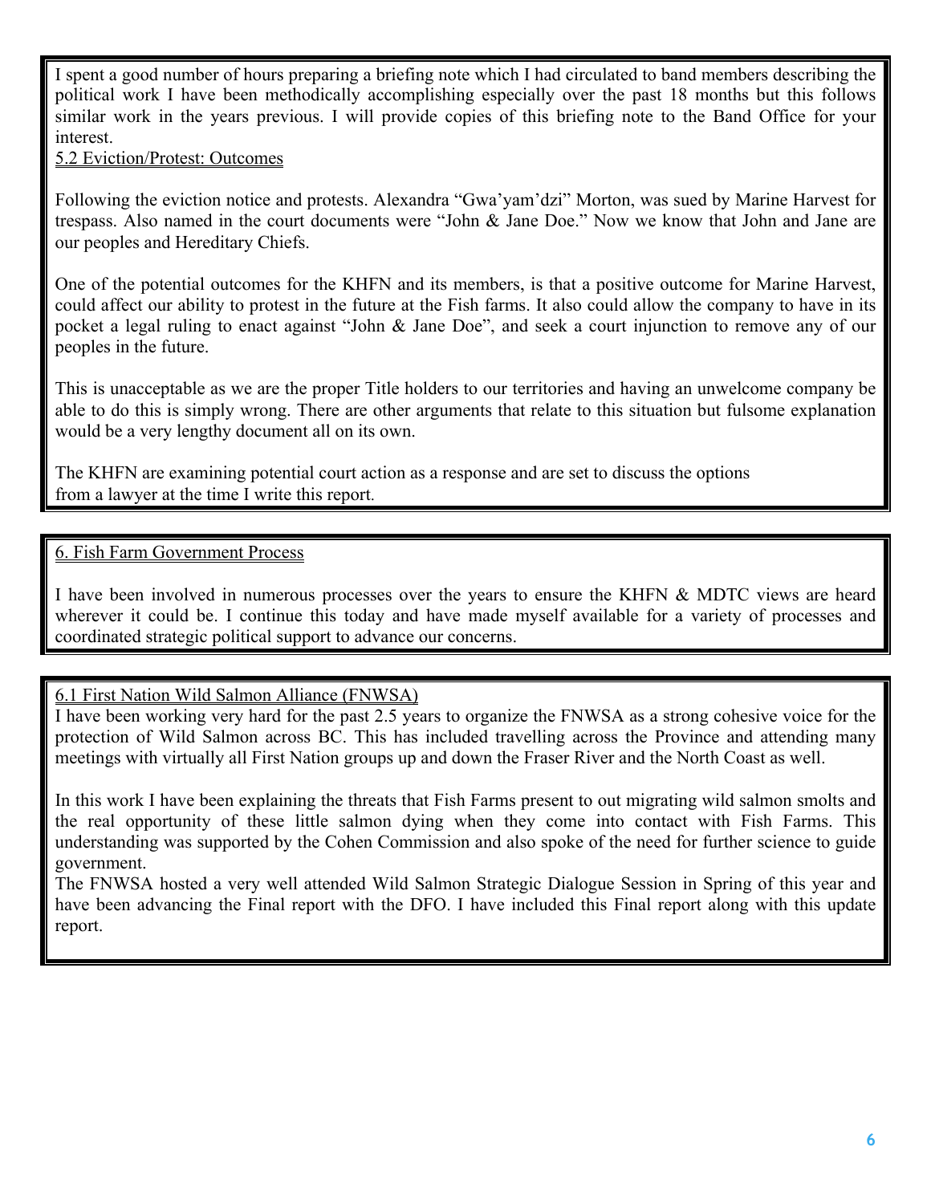I spent a good number of hours preparing a briefing note which I had circulated to band members describing the political work I have been methodically accomplishing especially over the past 18 months but this follows similar work in the years previous. I will provide copies of this briefing note to the Band Office for your interest.

### 5.2 Eviction/Protest: Outcomes

Following the eviction notice and protests. Alexandra "Gwa'yam'dzi" Morton, was sued by Marine Harvest for trespass. Also named in the court documents were "John & Jane Doe." Now we know that John and Jane are our peoples and Hereditary Chiefs.

One of the potential outcomes for the KHFN and its members, is that a positive outcome for Marine Harvest, could affect our ability to protest in the future at the Fish farms. It also could allow the company to have in its pocket a legal ruling to enact against "John & Jane Doe", and seek a court injunction to remove any of our peoples in the future.

This is unacceptable as we are the proper Title holders to our territories and having an unwelcome company be able to do this is simply wrong. There are other arguments that relate to this situation but fulsome explanation would be a very lengthy document all on its own.

The KHFN are examining potential court action as a response and are set to discuss the options from a lawyer at the time I write this report.

## 6. Fish Farm Government Process

I have been involved in numerous processes over the years to ensure the KHFN & MDTC views are heard wherever it could be. I continue this today and have made myself available for a variety of processes and coordinated strategic political support to advance our concerns.

### 6.1 First Nation Wild Salmon Alliance (FNWSA)

I have been working very hard for the past 2.5 years to organize the FNWSA as a strong cohesive voice for the protection of Wild Salmon across BC. This has included travelling across the Province and attending many meetings with virtually all First Nation groups up and down the Fraser River and the North Coast as well.

In this work I have been explaining the threats that Fish Farms present to out migrating wild salmon smolts and the real opportunity of these little salmon dying when they come into contact with Fish Farms. This understanding was supported by the Cohen Commission and also spoke of the need for further science to guide government.

The FNWSA hosted a very well attended Wild Salmon Strategic Dialogue Session in Spring of this year and have been advancing the Final report with the DFO. I have included this Final report along with this update report.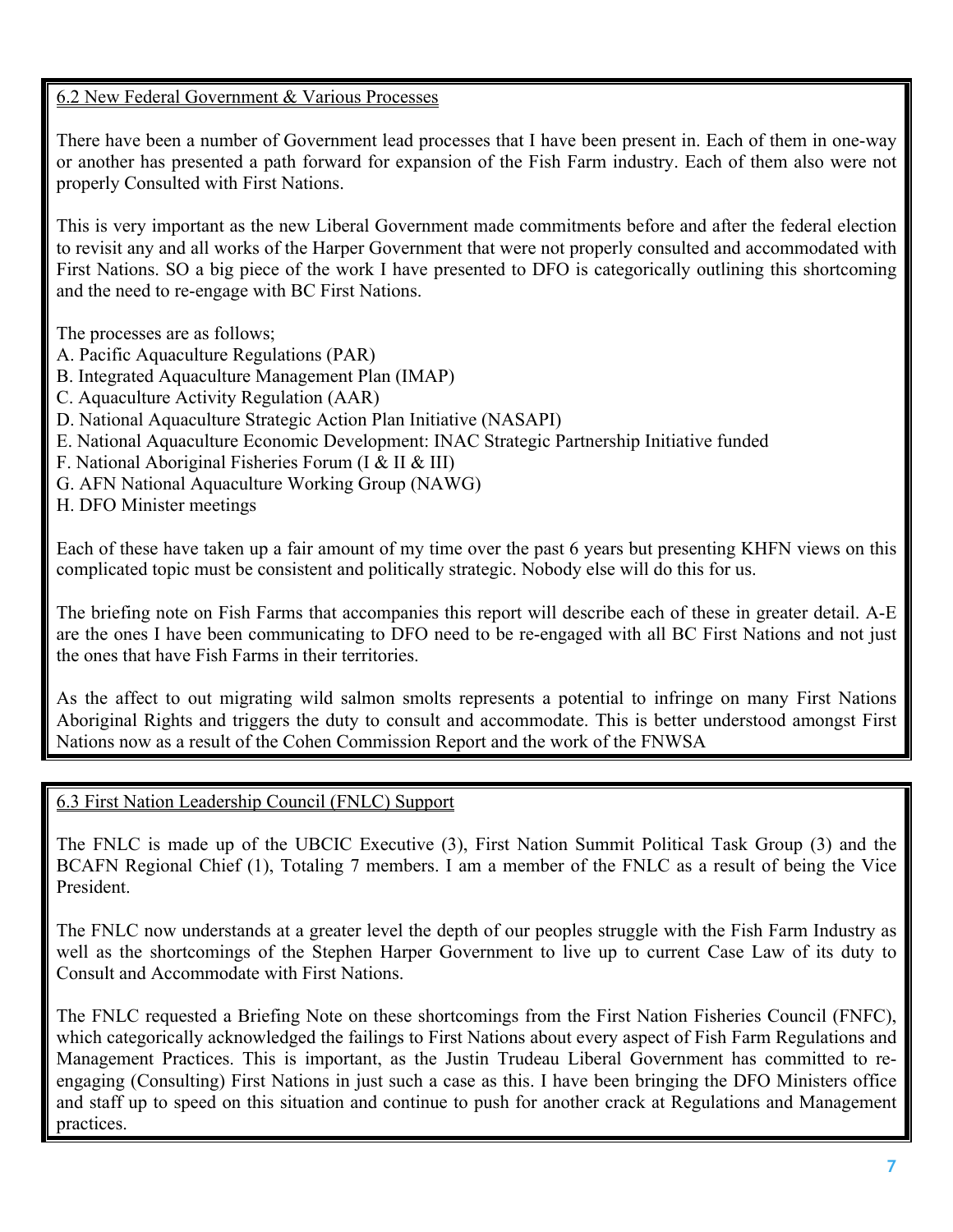## 6.2 New Federal Government & Various Processes

There have been a number of Government lead processes that I have been present in. Each of them in one-way or another has presented a path forward for expansion of the Fish Farm industry. Each of them also were not properly Consulted with First Nations.

This is very important as the new Liberal Government made commitments before and after the federal election to revisit any and all works of the Harper Government that were not properly consulted and accommodated with First Nations. SO a big piece of the work I have presented to DFO is categorically outlining this shortcoming and the need to re-engage with BC First Nations.

The processes are as follows;

A. Pacific Aquaculture Regulations (PAR)
B. Integrated Aquaculture Management Plan (IMAP)
C. Aquaculture Activity Regulation (AAR)
D. National Aquaculture Strategic Action Plan Initiative (NASAPI)
E. National Aquaculture Economic Development: INAC Strategic Partnership Initiative funded
F. National Aboriginal Fisheries Forum (I & II & III)
G. AFN National Aquaculture Working Group (NAWG)
H. DFO Minister meetings

Each of these have taken up a fair amount of my time over the past 6 years but presenting KHFN views on this complicated topic must be consistent and politically strategic. Nobody else will do this for us.

The briefing note on Fish Farms that accompanies this report will describe each of these in greater detail. A-E are the ones I have been communicating to DFO need to be re-engaged with all BC First Nations and not just the ones that have Fish Farms in their territories.

As the affect to out migrating wild salmon smolts represents a potential to infringe on many First Nations Aboriginal Rights and triggers the duty to consult and accommodate. This is better understood amongst First Nations now as a result of the Cohen Commission Report and the work of the FNWSA

## 6.3 First Nation Leadership Council (FNLC) Support

The FNLC is made up of the UBCIC Executive (3), First Nation Summit Political Task Group (3) and the BCAFN Regional Chief (1), Totaling 7 members. I am a member of the FNLC as a result of being the Vice President.

The FNLC now understands at a greater level the depth of our peoples struggle with the Fish Farm Industry as well as the shortcomings of the Stephen Harper Government to live up to current Case Law of its duty to Consult and Accommodate with First Nations.

The FNLC requested a Briefing Note on these shortcomings from the First Nation Fisheries Council (FNFC), which categorically acknowledged the failings to First Nations about every aspect of Fish Farm Regulations and Management Practices. This is important, as the Justin Trudeau Liberal Government has committed to re-engaging (Consulting) First Nations in just such a case as this. I have been bringing the DFO Ministers office and staff up to speed on this situation and continue to push for another crack at Regulations and Management practices.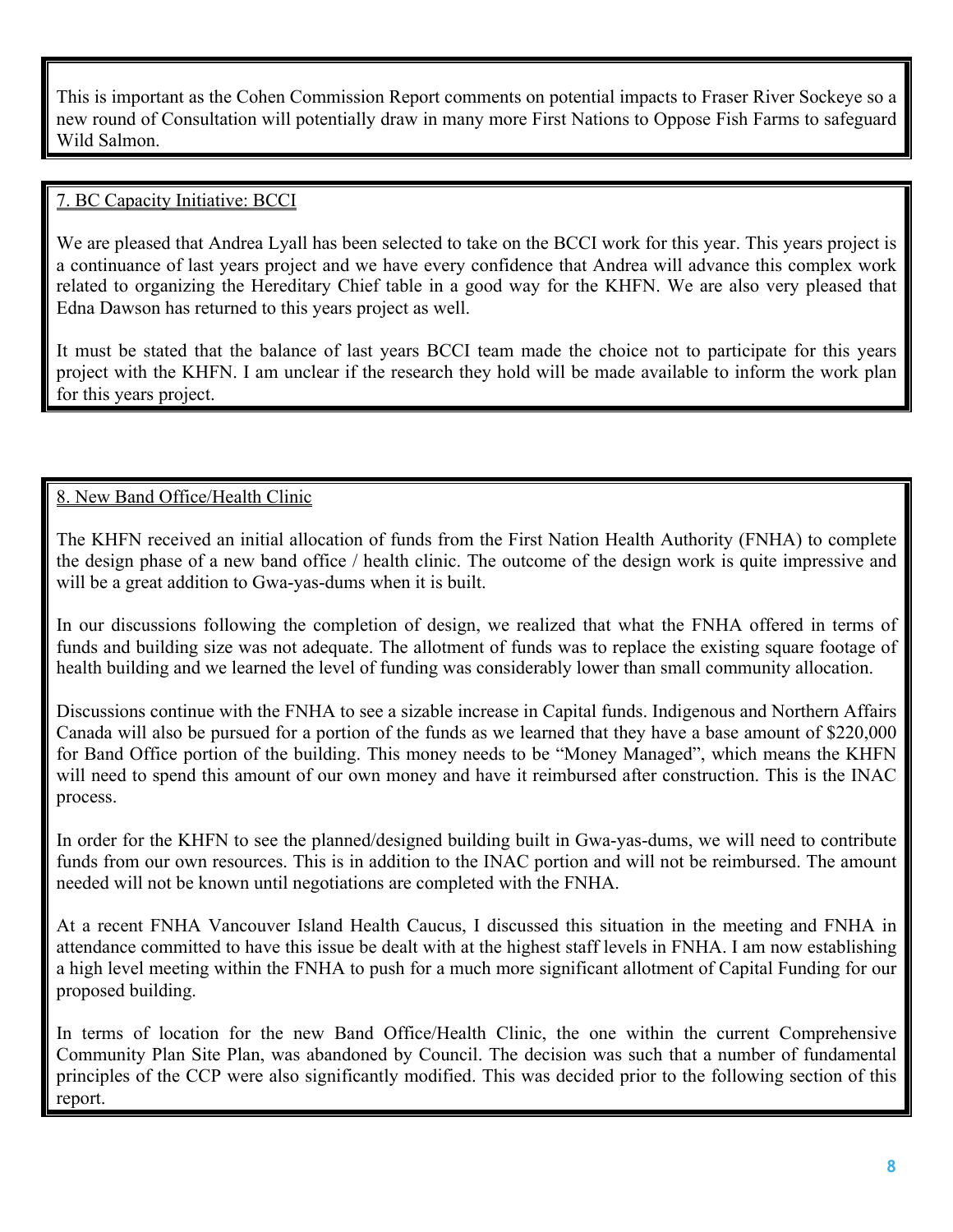This is important as the Cohen Commission Report comments on potential impacts to Fraser River Sockeye so a new round of Consultation will potentially draw in many more First Nations to Oppose Fish Farms to safeguard Wild Salmon.

## 7. BC Capacity Initiative: BCCI

We are pleased that Andrea Lyall has been selected to take on the BCCI work for this year. This years project is a continuance of last years project and we have every confidence that Andrea will advance this complex work related to organizing the Hereditary Chief table in a good way for the KHFN. We are also very pleased that Edna Dawson has returned to this years project as well.

It must be stated that the balance of last years BCCI team made the choice not to participate for this years project with the KHFN. I am unclear if the research they hold will be made available to inform the work plan for this years project.

## 8. New Band Office/Health Clinic

The KHFN received an initial allocation of funds from the First Nation Health Authority (FNHA) to complete the design phase of a new band office / health clinic. The outcome of the design work is quite impressive and will be a great addition to Gwa-yas-dums when it is built.

In our discussions following the completion of design, we realized that what the FNHA offered in terms of funds and building size was not adequate. The allotment of funds was to replace the existing square footage of health building and we learned the level of funding was considerably lower than small community allocation.

Discussions continue with the FNHA to see a sizable increase in Capital funds. Indigenous and Northern Affairs Canada will also be pursued for a portion of the funds as we learned that they have a base amount of $220,000 for Band Office portion of the building. This money needs to be "Money Managed", which means the KHFN will need to spend this amount of our own money and have it reimbursed after construction. This is the INAC process.

In order for the KHFN to see the planned/designed building built in Gwa-yas-dums, we will need to contribute funds from our own resources. This is in addition to the INAC portion and will not be reimbursed. The amount needed will not be known until negotiations are completed with the FNHA.

At a recent FNHA Vancouver Island Health Caucus, I discussed this situation in the meeting and FNHA in attendance committed to have this issue be dealt with at the highest staff levels in FNHA. I am now establishing a high level meeting within the FNHA to push for a much more significant allotment of Capital Funding for our proposed building.

In terms of location for the new Band Office/Health Clinic, the one within the current Comprehensive Community Plan Site Plan, was abandoned by Council. The decision was such that a number of fundamental principles of the CCP were also significantly modified. This was decided prior to the following section of this report.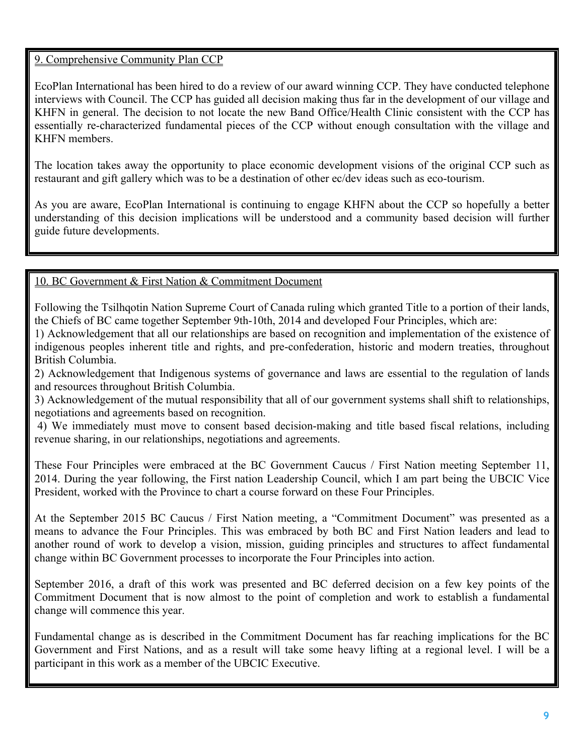## 9. Comprehensive Community Plan CCP

EcoPlan International has been hired to do a review of our award winning CCP. They have conducted telephone interviews with Council. The CCP has guided all decision making thus far in the development of our village and KHFN in general. The decision to not locate the new Band Office/Health Clinic consistent with the CCP has essentially re-characterized fundamental pieces of the CCP without enough consultation with the village and KHFN members.

The location takes away the opportunity to place economic development visions of the original CCP such as restaurant and gift gallery which was to be a destination of other ec/dev ideas such as eco-tourism.

As you are aware, EcoPlan International is continuing to engage KHFN about the CCP so hopefully a better understanding of this decision implications will be understood and a community based decision will further guide future developments.

## 10. BC Government & First Nation & Commitment Document

Following the Tsilhqotin Nation Supreme Court of Canada ruling which granted Title to a portion of their lands, the Chiefs of BC came together September 9th-10th, 2014 and developed Four Principles, which are:

1) Acknowledgement that all our relationships are based on recognition and implementation of the existence of indigenous peoples inherent title and rights, and pre-confederation, historic and modern treaties, throughout British Columbia.
2) Acknowledgement that Indigenous systems of governance and laws are essential to the regulation of lands and resources throughout British Columbia.
3) Acknowledgement of the mutual responsibility that all of our government systems shall shift to relationships, negotiations and agreements based on recognition.
4) We immediately must move to consent based decision-making and title based fiscal relations, including revenue sharing, in our relationships, negotiations and agreements.

These Four Principles were embraced at the BC Government Caucus / First Nation meeting September 11, 2014. During the year following, the First nation Leadership Council, which I am part being the UBCIC Vice President, worked with the Province to chart a course forward on these Four Principles.

At the September 2015 BC Caucus / First Nation meeting, a "Commitment Document" was presented as a means to advance the Four Principles. This was embraced by both BC and First Nation leaders and lead to another round of work to develop a vision, mission, guiding principles and structures to affect fundamental change within BC Government processes to incorporate the Four Principles into action.

September 2016, a draft of this work was presented and BC deferred decision on a few key points of the Commitment Document that is now almost to the point of completion and work to establish a fundamental change will commence this year.

Fundamental change as is described in the Commitment Document has far reaching implications for the BC Government and First Nations, and as a result will take some heavy lifting at a regional level. I will be a participant in this work as a member of the UBCIC Executive.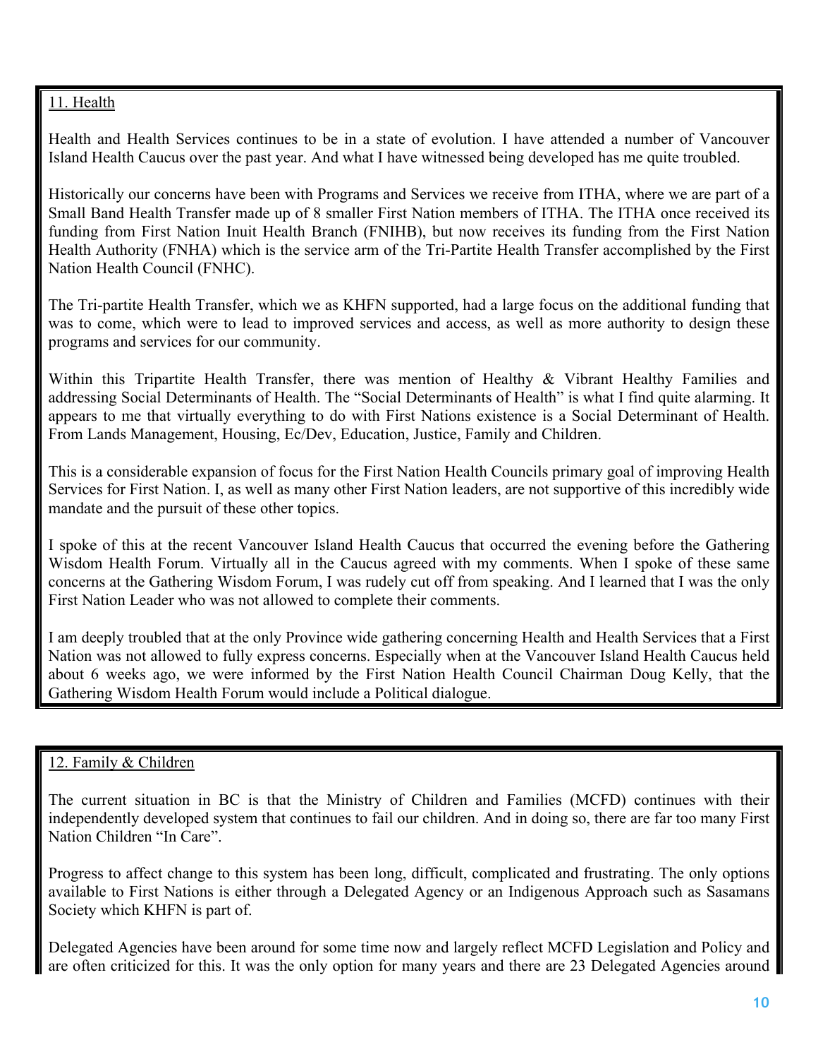## 11. Health

Health and Health Services continues to be in a state of evolution. I have attended a number of Vancouver Island Health Caucus over the past year. And what I have witnessed being developed has me quite troubled.

Historically our concerns have been with Programs and Services we receive from ITHA, where we are part of a Small Band Health Transfer made up of 8 smaller First Nation members of ITHA. The ITHA once received its funding from First Nation Inuit Health Branch (FNIHB), but now receives its funding from the First Nation Health Authority (FNHA) which is the service arm of the Tri-Partite Health Transfer accomplished by the First Nation Health Council (FNHC).

The Tri-partite Health Transfer, which we as KHFN supported, had a large focus on the additional funding that was to come, which were to lead to improved services and access, as well as more authority to design these programs and services for our community.

Within this Tripartite Health Transfer, there was mention of Healthy & Vibrant Healthy Families and addressing Social Determinants of Health. The "Social Determinants of Health" is what I find quite alarming. It appears to me that virtually everything to do with First Nations existence is a Social Determinant of Health. From Lands Management, Housing, Ec/Dev, Education, Justice, Family and Children.

This is a considerable expansion of focus for the First Nation Health Councils primary goal of improving Health Services for First Nation. I, as well as many other First Nation leaders, are not supportive of this incredibly wide mandate and the pursuit of these other topics.

I spoke of this at the recent Vancouver Island Health Caucus that occurred the evening before the Gathering Wisdom Health Forum. Virtually all in the Caucus agreed with my comments. When I spoke of these same concerns at the Gathering Wisdom Forum, I was rudely cut off from speaking. And I learned that I was the only First Nation Leader who was not allowed to complete their comments.

I am deeply troubled that at the only Province wide gathering concerning Health and Health Services that a First Nation was not allowed to fully express concerns. Especially when at the Vancouver Island Health Caucus held about 6 weeks ago, we were informed by the First Nation Health Council Chairman Doug Kelly, that the Gathering Wisdom Health Forum would include a Political dialogue.

## 12. Family & Children

The current situation in BC is that the Ministry of Children and Families (MCFD) continues with their independently developed system that continues to fail our children. And in doing so, there are far too many First Nation Children "In Care".

Progress to affect change to this system has been long, difficult, complicated and frustrating. The only options available to First Nations is either through a Delegated Agency or an Indigenous Approach such as Sasamans Society which KHFN is part of.

Delegated Agencies have been around for some time now and largely reflect MCFD Legislation and Policy and are often criticized for this. It was the only option for many years and there are 23 Delegated Agencies around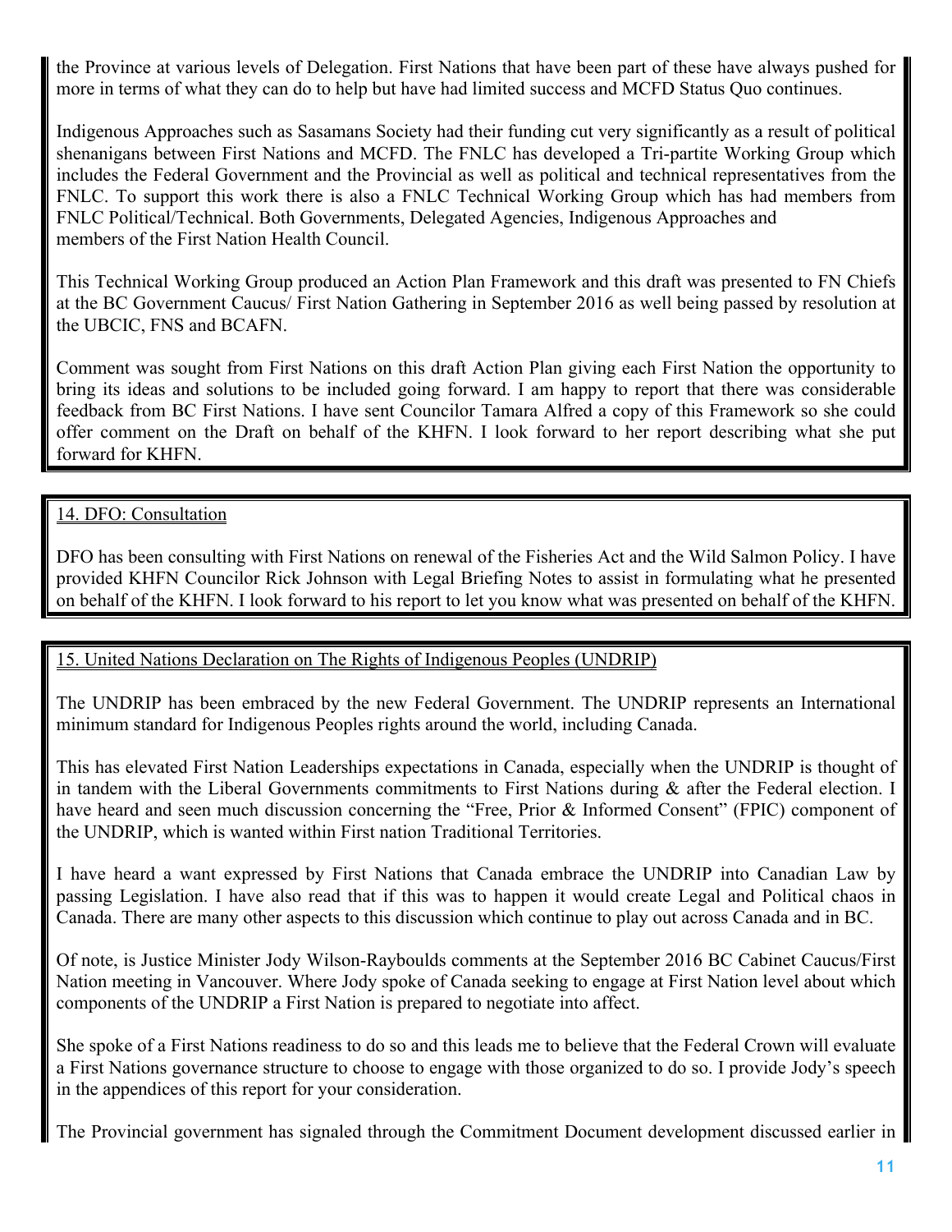the Province at various levels of Delegation. First Nations that have been part of these have always pushed for more in terms of what they can do to help but have had limited success and MCFD Status Quo continues.

Indigenous Approaches such as Sasamans Society had their funding cut very significantly as a result of political shenanigans between First Nations and MCFD. The FNLC has developed a Tri-partite Working Group which includes the Federal Government and the Provincial as well as political and technical representatives from the FNLC. To support this work there is also a FNLC Technical Working Group which has had members from FNLC Political/Technical. Both Governments, Delegated Agencies, Indigenous Approaches and members of the First Nation Health Council.

This Technical Working Group produced an Action Plan Framework and this draft was presented to FN Chiefs at the BC Government Caucus/ First Nation Gathering in September 2016 as well being passed by resolution at the UBCIC, FNS and BCAFN.

Comment was sought from First Nations on this draft Action Plan giving each First Nation the opportunity to bring its ideas and solutions to be included going forward. I am happy to report that there was considerable feedback from BC First Nations. I have sent Councilor Tamara Alfred a copy of this Framework so she could offer comment on the Draft on behalf of the KHFN. I look forward to her report describing what she put forward for KHFN.

## 14. DFO: Consultation

DFO has been consulting with First Nations on renewal of the Fisheries Act and the Wild Salmon Policy. I have provided KHFN Councilor Rick Johnson with Legal Briefing Notes to assist in formulating what he presented on behalf of the KHFN. I look forward to his report to let you know what was presented on behalf of the KHFN.

## 15. United Nations Declaration on The Rights of Indigenous Peoples (UNDRIP)

The UNDRIP has been embraced by the new Federal Government. The UNDRIP represents an International minimum standard for Indigenous Peoples rights around the world, including Canada.

This has elevated First Nation Leaderships expectations in Canada, especially when the UNDRIP is thought of in tandem with the Liberal Governments commitments to First Nations during & after the Federal election. I have heard and seen much discussion concerning the "Free, Prior & Informed Consent" (FPIC) component of the UNDRIP, which is wanted within First nation Traditional Territories.

I have heard a want expressed by First Nations that Canada embrace the UNDRIP into Canadian Law by passing Legislation. I have also read that if this was to happen it would create Legal and Political chaos in Canada. There are many other aspects to this discussion which continue to play out across Canada and in BC.

Of note, is Justice Minister Jody Wilson-Rayboulds comments at the September 2016 BC Cabinet Caucus/First Nation meeting in Vancouver. Where Jody spoke of Canada seeking to engage at First Nation level about which components of the UNDRIP a First Nation is prepared to negotiate into affect.

She spoke of a First Nations readiness to do so and this leads me to believe that the Federal Crown will evaluate a First Nations governance structure to choose to engage with those organized to do so. I provide Jody's speech in the appendices of this report for your consideration.

The Provincial government has signaled through the Commitment Document development discussed earlier in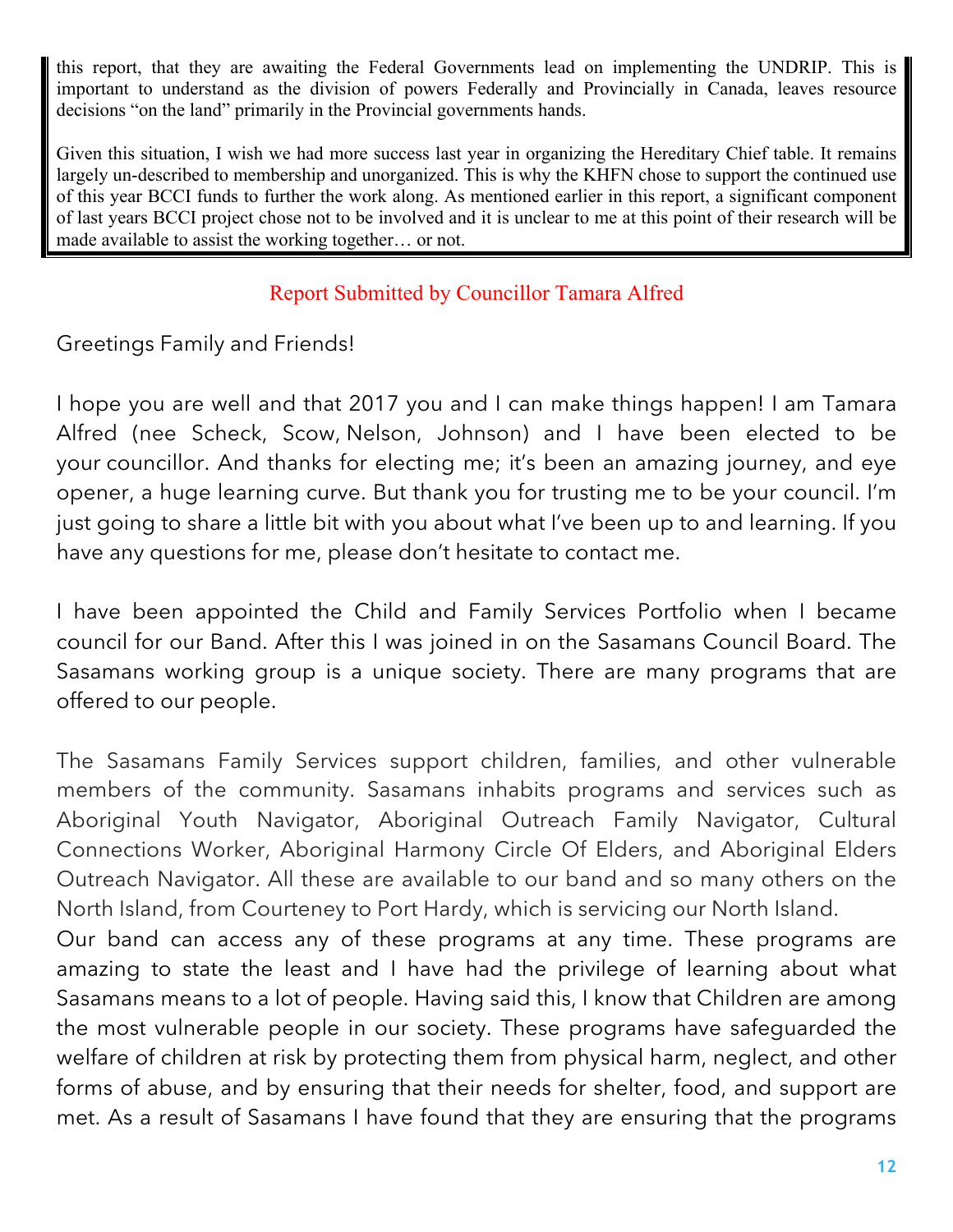this report, that they are awaiting the Federal Governments lead on implementing the UNDRIP. This is important to understand as the division of powers Federally and Provincially in Canada, leaves resource decisions “on the land” primarily in the Provincial governments hands.

Given this situation, I wish we had more success last year in organizing the Hereditary Chief table. It remains largely un-described to membership and unorganized. This is why the KHFN chose to support the continued use of this year BCCI funds to further the work along. As mentioned earlier in this report, a significant component of last years BCCI project chose not to be involved and it is unclear to me at this point of their research will be made available to assist the working together… or not.

## Report Submitted by Councillor Tamara Alfred

Greetings Family and Friends!

I hope you are well and that 2017 you and I can make things happen! I am Tamara Alfred (nee Scheck, Scow, Nelson, Johnson) and I have been elected to be your councillor. And thanks for electing me; it’s been an amazing journey, and eye opener, a huge learning curve. But thank you for trusting me to be your council. I’m just going to share a little bit with you about what I’ve been up to and learning. If you have any questions for me, please don’t hesitate to contact me.

I have been appointed the Child and Family Services Portfolio when I became council for our Band. After this I was joined in on the Sasamans Council Board. The Sasamans working group is a unique society. There are many programs that are offered to our people.

The Sasamans Family Services support children, families, and other vulnerable members of the community. Sasamans inhabits programs and services such as Aboriginal Youth Navigator, Aboriginal Outreach Family Navigator, Cultural Connections Worker, Aboriginal Harmony Circle Of Elders, and Aboriginal Elders Outreach Navigator. All these are available to our band and so many others on the North Island, from Courteney to Port Hardy, which is servicing our North Island.
Our band can access any of these programs at any time. These programs are amazing to state the least and I have had the privilege of learning about what Sasamans means to a lot of people. Having said this, I know that Children are among the most vulnerable people in our society. These programs have safeguarded the welfare of children at risk by protecting them from physical harm, neglect, and other forms of abuse, and by ensuring that their needs for shelter, food, and support are met. As a result of Sasamans I have found that they are ensuring that the programs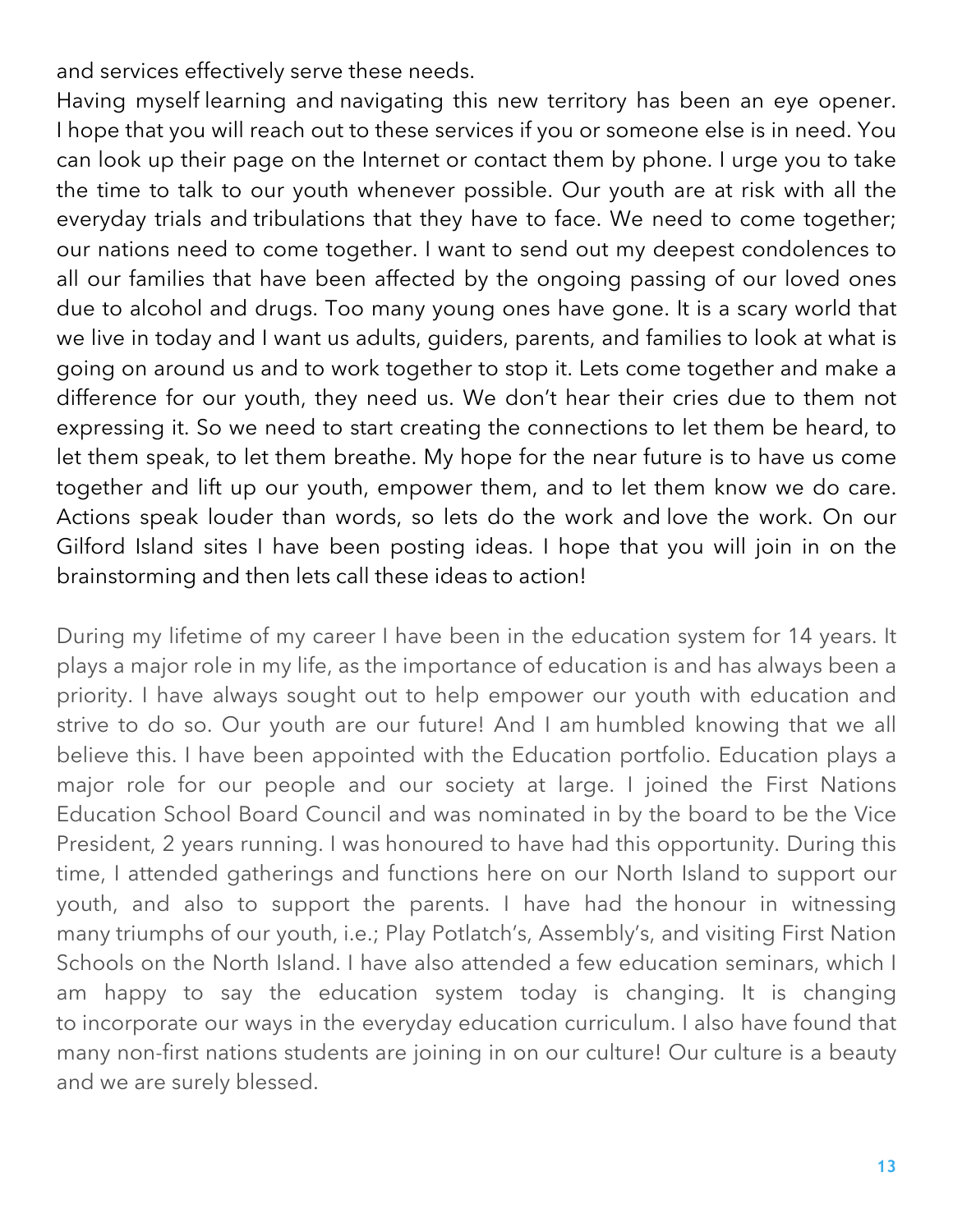and services effectively serve these needs.

Having myself learning and navigating this new territory has been an eye opener. I hope that you will reach out to these services if you or someone else is in need. You can look up their page on the Internet or contact them by phone. I urge you to take the time to talk to our youth whenever possible. Our youth are at risk with all the everyday trials and tribulations that they have to face. We need to come together; our nations need to come together. I want to send out my deepest condolences to all our families that have been affected by the ongoing passing of our loved ones due to alcohol and drugs. Too many young ones have gone. It is a scary world that we live in today and I want us adults, guiders, parents, and families to look at what is going on around us and to work together to stop it. Lets come together and make a difference for our youth, they need us. We don't hear their cries due to them not expressing it. So we need to start creating the connections to let them be heard, to let them speak, to let them breathe. My hope for the near future is to have us come together and lift up our youth, empower them, and to let them know we do care. Actions speak louder than words, so lets do the work and love the work. On our Gilford Island sites I have been posting ideas. I hope that you will join in on the brainstorming and then lets call these ideas to action!

During my lifetime of my career I have been in the education system for 14 years. It plays a major role in my life, as the importance of education is and has always been a priority. I have always sought out to help empower our youth with education and strive to do so. Our youth are our future! And I am humbled knowing that we all believe this. I have been appointed with the Education portfolio. Education plays a major role for our people and our society at large. I joined the First Nations Education School Board Council and was nominated in by the board to be the Vice President, 2 years running. I was honoured to have had this opportunity. During this time, I attended gatherings and functions here on our North Island to support our youth, and also to support the parents. I have had the honour in witnessing many triumphs of our youth, i.e.; Play Potlatch's, Assembly's, and visiting First Nation Schools on the North Island. I have also attended a few education seminars, which I am happy to say the education system today is changing. It is changing to incorporate our ways in the everyday education curriculum. I also have found that many non-first nations students are joining in on our culture! Our culture is a beauty and we are surely blessed.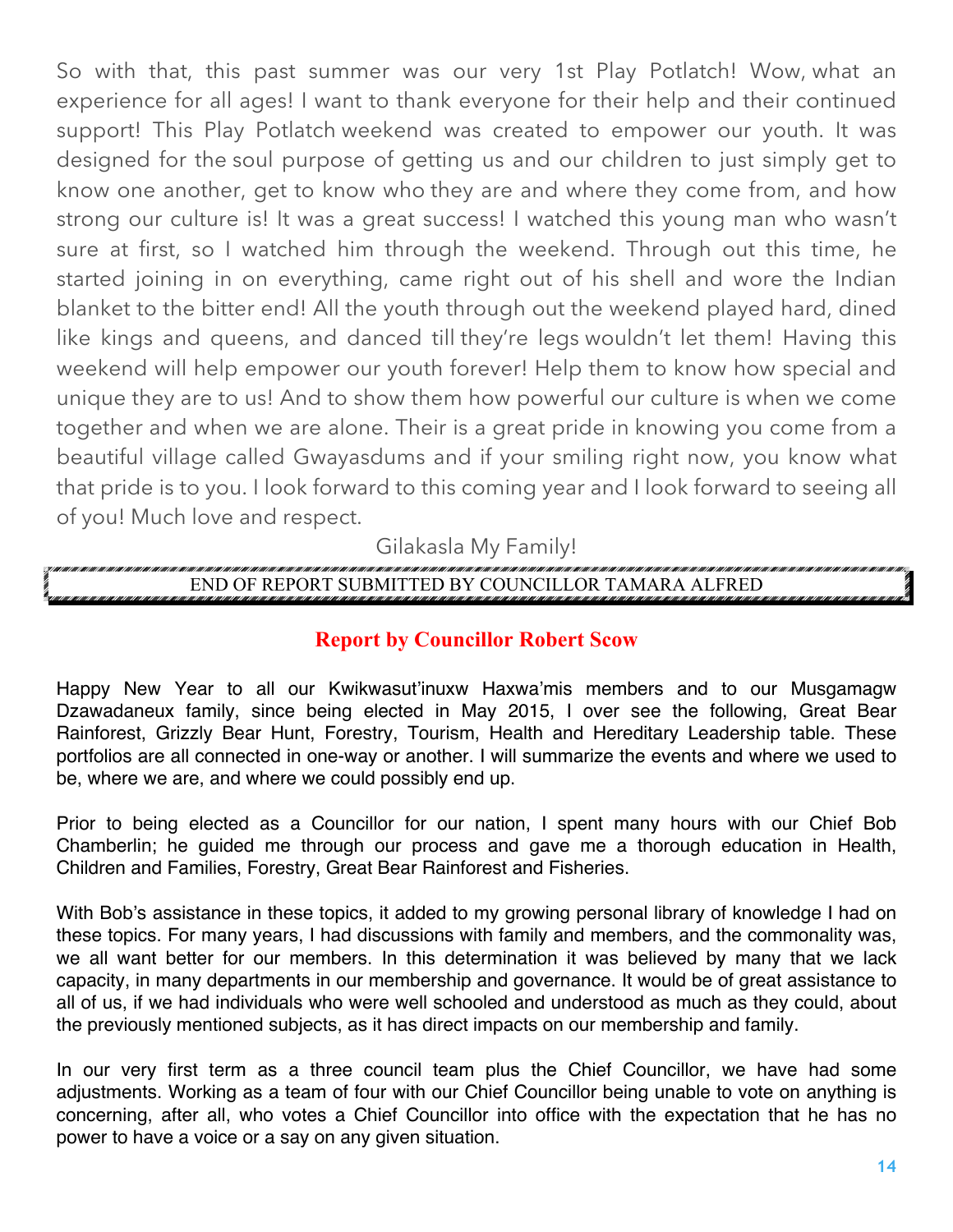So with that, this past summer was our very 1st Play Potlatch! Wow, what an experience for all ages! I want to thank everyone for their help and their continued support! This Play Potlatch weekend was created to empower our youth. It was designed for the soul purpose of getting us and our children to just simply get to know one another, get to know who they are and where they come from, and how strong our culture is! It was a great success! I watched this young man who wasn't sure at first, so I watched him through the weekend. Through out this time, he started joining in on everything, came right out of his shell and wore the Indian blanket to the bitter end! All the youth through out the weekend played hard, dined like kings and queens, and danced till they're legs wouldn't let them! Having this weekend will help empower our youth forever! Help them to know how special and unique they are to us! And to show them how powerful our culture is when we come together and when we are alone. Their is a great pride in knowing you come from a beautiful village called Gwayasdums and if your smiling right now, you know what that pride is to you. I look forward to this coming year and I look forward to seeing all of you! Much love and respect.

Gilakasla My Family!

END OF REPORT SUBMITTED BY COUNCILLOR TAMARA ALFRED

## Report by Councillor Robert Scow

Happy New Year to all our Kwikwasut'inuxw Haxwa'mis members and to our Musgamagw Dzawadaneux family, since being elected in May 2015, I over see the following, Great Bear Rainforest, Grizzly Bear Hunt, Forestry, Tourism, Health and Hereditary Leadership table. These portfolios are all connected in one-way or another. I will summarize the events and where we used to be, where we are, and where we could possibly end up.

Prior to being elected as a Councillor for our nation, I spent many hours with our Chief Bob Chamberlin; he guided me through our process and gave me a thorough education in Health, Children and Families, Forestry, Great Bear Rainforest and Fisheries.

With Bob's assistance in these topics, it added to my growing personal library of knowledge I had on these topics. For many years, I had discussions with family and members, and the commonality was, we all want better for our members. In this determination it was believed by many that we lack capacity, in many departments in our membership and governance. It would be of great assistance to all of us, if we had individuals who were well schooled and understood as much as they could, about the previously mentioned subjects, as it has direct impacts on our membership and family.

In our very first term as a three council team plus the Chief Councillor, we have had some adjustments. Working as a team of four with our Chief Councillor being unable to vote on anything is concerning, after all, who votes a Chief Councillor into office with the expectation that he has no power to have a voice or a say on any given situation.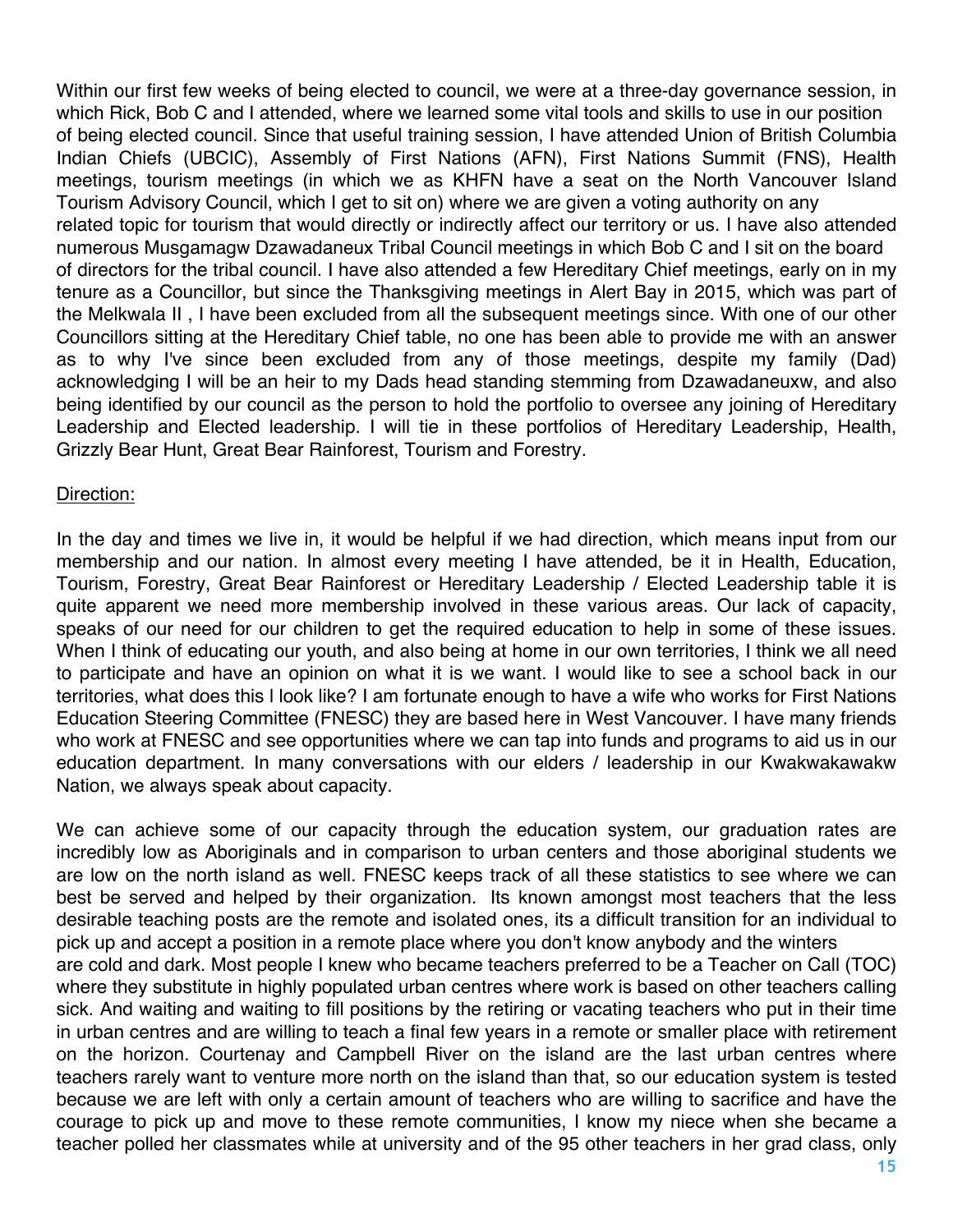Within our first few weeks of being elected to council, we were at a three-day governance session, in which Rick, Bob C and I attended, where we learned some vital tools and skills to use in our position of being elected council. Since that useful training session, I have attended Union of British Columbia Indian Chiefs (UBCIC), Assembly of First Nations (AFN), First Nations Summit (FNS), Health meetings, tourism meetings (in which we as KHFN have a seat on the North Vancouver Island Tourism Advisory Council, which I get to sit on) where we are given a voting authority on any related topic for tourism that would directly or indirectly affect our territory or us. I have also attended numerous Musgamagw Dzawadaneux Tribal Council meetings in which Bob C and I sit on the board of directors for the tribal council. I have also attended a few Hereditary Chief meetings, early on in my tenure as a Councillor, but since the Thanksgiving meetings in Alert Bay in 2015, which was part of the Melkwala II , I have been excluded from all the subsequent meetings since. With one of our other Councillors sitting at the Hereditary Chief table, no one has been able to provide me with an answer as to why I've since been excluded from any of those meetings, despite my family (Dad) acknowledging I will be an heir to my Dads head standing stemming from Dzawadaneuxw, and also being identified by our council as the person to hold the portfolio to oversee any joining of Hereditary Leadership and Elected leadership. I will tie in these portfolios of Hereditary Leadership, Health, Grizzly Bear Hunt, Great Bear Rainforest, Tourism and Forestry.

Direction:

In the day and times we live in, it would be helpful if we had direction, which means input from our membership and our nation. In almost every meeting I have attended, be it in Health, Education, Tourism, Forestry, Great Bear Rainforest or Hereditary Leadership / Elected Leadership table it is quite apparent we need more membership involved in these various areas. Our lack of capacity, speaks of our need for our children to get the required education to help in some of these issues. When I think of educating our youth, and also being at home in our own territories, I think we all need to participate and have an opinion on what it is we want. I would like to see a school back in our territories, what does this l look like? I am fortunate enough to have a wife who works for First Nations Education Steering Committee (FNESC) they are based here in West Vancouver. I have many friends who work at FNESC and see opportunities where we can tap into funds and programs to aid us in our education department. In many conversations with our elders / leadership in our Kwakwakawakw Nation, we always speak about capacity.

We can achieve some of our capacity through the education system, our graduation rates are incredibly low as Aboriginals and in comparison to urban centers and those aboriginal students we are low on the north island as well. FNESC keeps track of all these statistics to see where we can best be served and helped by their organization. Its known amongst most teachers that the less desirable teaching posts are the remote and isolated ones, its a difficult transition for an individual to pick up and accept a position in a remote place where you don't know anybody and the winters are cold and dark. Most people I knew who became teachers preferred to be a Teacher on Call (TOC) where they substitute in highly populated urban centres where work is based on other teachers calling sick. And waiting and waiting to fill positions by the retiring or vacating teachers who put in their time in urban centres and are willing to teach a final few years in a remote or smaller place with retirement on the horizon. Courtenay and Campbell River on the island are the last urban centres where teachers rarely want to venture more north on the island than that, so our education system is tested because we are left with only a certain amount of teachers who are willing to sacrifice and have the courage to pick up and move to these remote communities, I know my niece when she became a teacher polled her classmates while at university and of the 95 other teachers in her grad class, only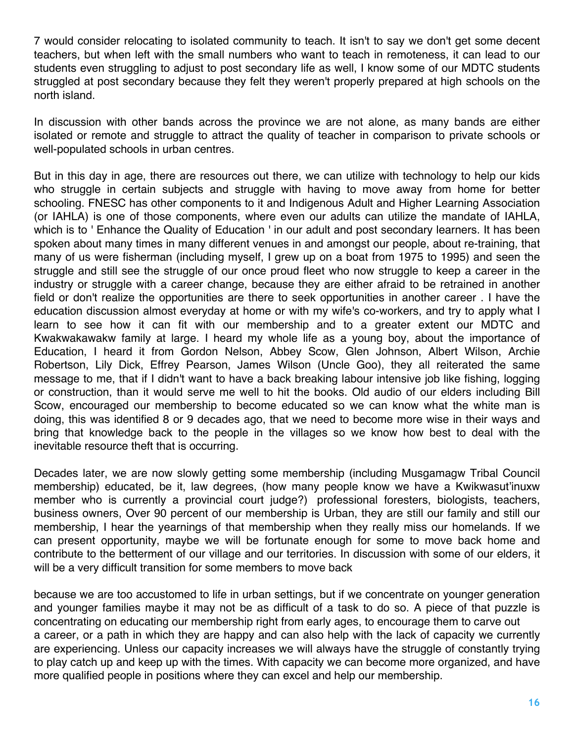7 would consider relocating to isolated community to teach. It isn't to say we don't get some decent teachers, but when left with the small numbers who want to teach in remoteness, it can lead to our students even struggling to adjust to post secondary life as well, I know some of our MDTC students struggled at post secondary because they felt they weren't properly prepared at high schools on the north island.

In discussion with other bands across the province we are not alone, as many bands are either isolated or remote and struggle to attract the quality of teacher in comparison to private schools or well-populated schools in urban centres.

But in this day in age, there are resources out there, we can utilize with technology to help our kids who struggle in certain subjects and struggle with having to move away from home for better schooling. FNESC has other components to it and Indigenous Adult and Higher Learning Association (or IAHLA) is one of those components, where even our adults can utilize the mandate of IAHLA, which is to ' Enhance the Quality of Education ' in our adult and post secondary learners. It has been spoken about many times in many different venues in and amongst our people, about re-training, that many of us were fisherman (including myself, I grew up on a boat from 1975 to 1995) and seen the struggle and still see the struggle of our once proud fleet who now struggle to keep a career in the industry or struggle with a career change, because they are either afraid to be retrained in another field or don't realize the opportunities are there to seek opportunities in another career . I have the education discussion almost everyday at home or with my wife's co-workers, and try to apply what I learn to see how it can fit with our membership and to a greater extent our MDTC and Kwakwakawakw family at large. I heard my whole life as a young boy, about the importance of Education, I heard it from Gordon Nelson, Abbey Scow, Glen Johnson, Albert Wilson, Archie Robertson, Lily Dick, Effrey Pearson, James Wilson (Uncle Goo), they all reiterated the same message to me, that if I didn't want to have a back breaking labour intensive job like fishing, logging or construction, than it would serve me well to hit the books. Old audio of our elders including Bill Scow, encouraged our membership to become educated so we can know what the white man is doing, this was identified 8 or 9 decades ago, that we need to become more wise in their ways and bring that knowledge back to the people in the villages so we know how best to deal with the inevitable resource theft that is occurring.

Decades later, we are now slowly getting some membership (including Musgamagw Tribal Council membership) educated, be it, law degrees, (how many people know we have a Kwikwasut'inuxw member who is currently a provincial court judge?) professional foresters, biologists, teachers, business owners, Over 90 percent of our membership is Urban, they are still our family and still our membership, I hear the yearnings of that membership when they really miss our homelands. If we can present opportunity, maybe we will be fortunate enough for some to move back home and contribute to the betterment of our village and our territories. In discussion with some of our elders, it will be a very difficult transition for some members to move back

because we are too accustomed to life in urban settings, but if we concentrate on younger generation and younger families maybe it may not be as difficult of a task to do so. A piece of that puzzle is concentrating on educating our membership right from early ages, to encourage them to carve out a career, or a path in which they are happy and can also help with the lack of capacity we currently are experiencing. Unless our capacity increases we will always have the struggle of constantly trying to play catch up and keep up with the times. With capacity we can become more organized, and have more qualified people in positions where they can excel and help our membership.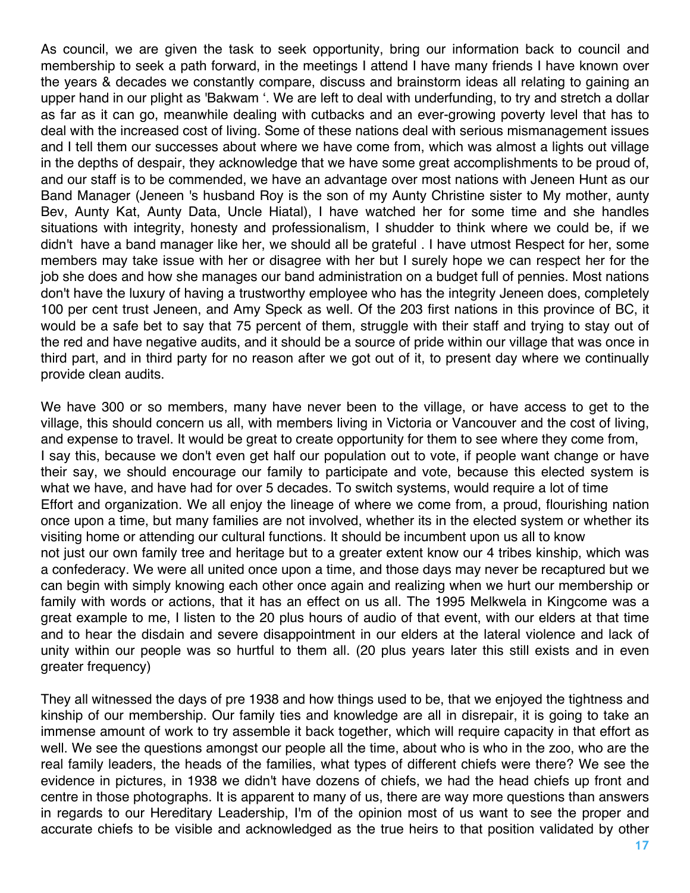As council, we are given the task to seek opportunity, bring our information back to council and membership to seek a path forward, in the meetings I attend I have many friends I have known over the years & decades we constantly compare, discuss and brainstorm ideas all relating to gaining an upper hand in our plight as 'Bakwam '. We are left to deal with underfunding, to try and stretch a dollar as far as it can go, meanwhile dealing with cutbacks and an ever-growing poverty level that has to deal with the increased cost of living. Some of these nations deal with serious mismanagement issues and I tell them our successes about where we have come from, which was almost a lights out village in the depths of despair, they acknowledge that we have some great accomplishments to be proud of, and our staff is to be commended, we have an advantage over most nations with Jeneen Hunt as our Band Manager (Jeneen 's husband Roy is the son of my Aunty Christine sister to My mother, aunty Bev, Aunty Kat, Aunty Data, Uncle Hiatal), I have watched her for some time and she handles situations with integrity, honesty and professionalism, I shudder to think where we could be, if we didn't have a band manager like her, we should all be grateful . I have utmost Respect for her, some members may take issue with her or disagree with her but I surely hope we can respect her for the job she does and how she manages our band administration on a budget full of pennies. Most nations don't have the luxury of having a trustworthy employee who has the integrity Jeneen does, completely 100 per cent trust Jeneen, and Amy Speck as well. Of the 203 first nations in this province of BC, it would be a safe bet to say that 75 percent of them, struggle with their staff and trying to stay out of the red and have negative audits, and it should be a source of pride within our village that was once in third part, and in third party for no reason after we got out of it, to present day where we continually provide clean audits.

We have 300 or so members, many have never been to the village, or have access to get to the village, this should concern us all, with members living in Victoria or Vancouver and the cost of living, and expense to travel. It would be great to create opportunity for them to see where they come from, I say this, because we don't even get half our population out to vote, if people want change or have their say, we should encourage our family to participate and vote, because this elected system is what we have, and have had for over 5 decades. To switch systems, would require a lot of time Effort and organization. We all enjoy the lineage of where we come from, a proud, flourishing nation once upon a time, but many families are not involved, whether its in the elected system or whether its visiting home or attending our cultural functions. It should be incumbent upon us all to know not just our own family tree and heritage but to a greater extent know our 4 tribes kinship, which was a confederacy. We were all united once upon a time, and those days may never be recaptured but we can begin with simply knowing each other once again and realizing when we hurt our membership or family with words or actions, that it has an effect on us all. The 1995 Melkwela in Kingcome was a great example to me, I listen to the 20 plus hours of audio of that event, with our elders at that time and to hear the disdain and severe disappointment in our elders at the lateral violence and lack of unity within our people was so hurtful to them all. (20 plus years later this still exists and in even greater frequency)

They all witnessed the days of pre 1938 and how things used to be, that we enjoyed the tightness and kinship of our membership. Our family ties and knowledge are all in disrepair, it is going to take an immense amount of work to try assemble it back together, which will require capacity in that effort as well. We see the questions amongst our people all the time, about who is who in the zoo, who are the real family leaders, the heads of the families, what types of different chiefs were there? We see the evidence in pictures, in 1938 we didn't have dozens of chiefs, we had the head chiefs up front and centre in those photographs. It is apparent to many of us, there are way more questions than answers in regards to our Hereditary Leadership, I'm of the opinion most of us want to see the proper and accurate chiefs to be visible and acknowledged as the true heirs to that position validated by other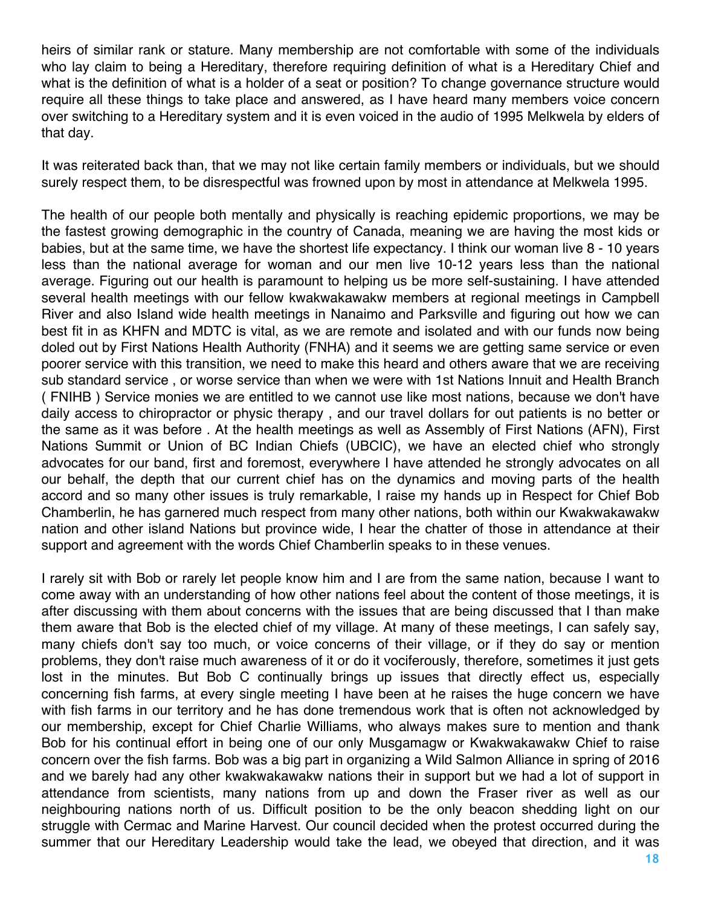heirs of similar rank or stature. Many membership are not comfortable with some of the individuals who lay claim to being a Hereditary, therefore requiring definition of what is a Hereditary Chief and what is the definition of what is a holder of a seat or position? To change governance structure would require all these things to take place and answered, as I have heard many members voice concern over switching to a Hereditary system and it is even voiced in the audio of 1995 Melkwela by elders of that day.

It was reiterated back than, that we may not like certain family members or individuals, but we should surely respect them, to be disrespectful was frowned upon by most in attendance at Melkwela 1995.

The health of our people both mentally and physically is reaching epidemic proportions, we may be the fastest growing demographic in the country of Canada, meaning we are having the most kids or babies, but at the same time, we have the shortest life expectancy. I think our woman live 8 - 10 years less than the national average for woman and our men live 10-12 years less than the national average. Figuring out our health is paramount to helping us be more self-sustaining. I have attended several health meetings with our fellow kwakwakawakw members at regional meetings in Campbell River and also Island wide health meetings in Nanaimo and Parksville and figuring out how we can best fit in as KHFN and MDTC is vital, as we are remote and isolated and with our funds now being doled out by First Nations Health Authority (FNHA) and it seems we are getting same service or even poorer service with this transition, we need to make this heard and others aware that we are receiving sub standard service , or worse service than when we were with 1st Nations Innuit and Health Branch ( FNIHB ) Service monies we are entitled to we cannot use like most nations, because we don't have daily access to chiropractor or physic therapy , and our travel dollars for out patients is no better or the same as it was before . At the health meetings as well as Assembly of First Nations (AFN), First Nations Summit or Union of BC Indian Chiefs (UBCIC), we have an elected chief who strongly advocates for our band, first and foremost, everywhere I have attended he strongly advocates on all our behalf, the depth that our current chief has on the dynamics and moving parts of the health accord and so many other issues is truly remarkable, I raise my hands up in Respect for Chief Bob Chamberlin, he has garnered much respect from many other nations, both within our Kwakwakawakw nation and other island Nations but province wide, I hear the chatter of those in attendance at their support and agreement with the words Chief Chamberlin speaks to in these venues.

I rarely sit with Bob or rarely let people know him and I are from the same nation, because I want to come away with an understanding of how other nations feel about the content of those meetings, it is after discussing with them about concerns with the issues that are being discussed that I than make them aware that Bob is the elected chief of my village. At many of these meetings, I can safely say, many chiefs don't say too much, or voice concerns of their village, or if they do say or mention problems, they don't raise much awareness of it or do it vociferously, therefore, sometimes it just gets lost in the minutes. But Bob C continually brings up issues that directly effect us, especially concerning fish farms, at every single meeting I have been at he raises the huge concern we have with fish farms in our territory and he has done tremendous work that is often not acknowledged by our membership, except for Chief Charlie Williams, who always makes sure to mention and thank Bob for his continual effort in being one of our only Musgamagw or Kwakwakawakw Chief to raise concern over the fish farms. Bob was a big part in organizing a Wild Salmon Alliance in spring of 2016 and we barely had any other kwakwakawakw nations their in support but we had a lot of support in attendance from scientists, many nations from up and down the Fraser river as well as our neighbouring nations north of us. Difficult position to be the only beacon shedding light on our struggle with Cermac and Marine Harvest. Our council decided when the protest occurred during the summer that our Hereditary Leadership would take the lead, we obeyed that direction, and it was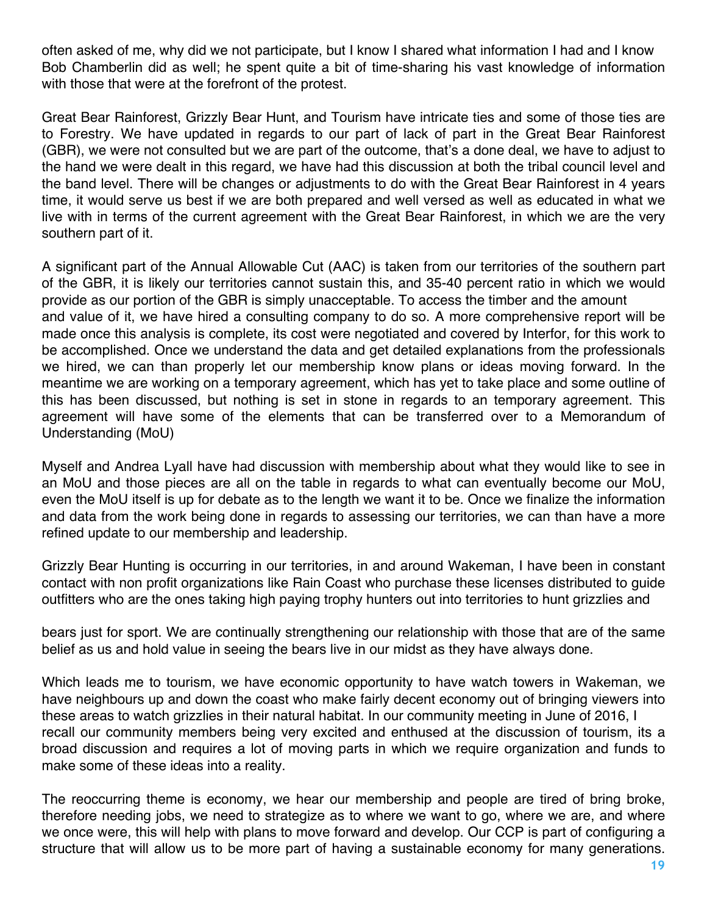often asked of me, why did we not participate, but I know I shared what information I had and I know Bob Chamberlin did as well; he spent quite a bit of time-sharing his vast knowledge of information with those that were at the forefront of the protest.

Great Bear Rainforest, Grizzly Bear Hunt, and Tourism have intricate ties and some of those ties are to Forestry. We have updated in regards to our part of lack of part in the Great Bear Rainforest (GBR), we were not consulted but we are part of the outcome, that's a done deal, we have to adjust to the hand we were dealt in this regard, we have had this discussion at both the tribal council level and the band level. There will be changes or adjustments to do with the Great Bear Rainforest in 4 years time, it would serve us best if we are both prepared and well versed as well as educated in what we live with in terms of the current agreement with the Great Bear Rainforest, in which we are the very southern part of it.

A significant part of the Annual Allowable Cut (AAC) is taken from our territories of the southern part of the GBR, it is likely our territories cannot sustain this, and 35-40 percent ratio in which we would provide as our portion of the GBR is simply unacceptable. To access the timber and the amount and value of it, we have hired a consulting company to do so. A more comprehensive report will be made once this analysis is complete, its cost were negotiated and covered by Interfor, for this work to be accomplished. Once we understand the data and get detailed explanations from the professionals we hired, we can than properly let our membership know plans or ideas moving forward. In the meantime we are working on a temporary agreement, which has yet to take place and some outline of this has been discussed, but nothing is set in stone in regards to an temporary agreement. This agreement will have some of the elements that can be transferred over to a Memorandum of Understanding (MoU)

Myself and Andrea Lyall have had discussion with membership about what they would like to see in an MoU and those pieces are all on the table in regards to what can eventually become our MoU, even the MoU itself is up for debate as to the length we want it to be. Once we finalize the information and data from the work being done in regards to assessing our territories, we can than have a more refined update to our membership and leadership.

Grizzly Bear Hunting is occurring in our territories, in and around Wakeman, I have been in constant contact with non profit organizations like Rain Coast who purchase these licenses distributed to guide outfitters who are the ones taking high paying trophy hunters out into territories to hunt grizzlies and bears just for sport. We are continually strengthening our relationship with those that are of the same belief as us and hold value in seeing the bears live in our midst as they have always done.

Which leads me to tourism, we have economic opportunity to have watch towers in Wakeman, we have neighbours up and down the coast who make fairly decent economy out of bringing viewers into these areas to watch grizzlies in their natural habitat. In our community meeting in June of 2016, I recall our community members being very excited and enthused at the discussion of tourism, its a broad discussion and requires a lot of moving parts in which we require organization and funds to make some of these ideas into a reality.

The reoccurring theme is economy, we hear our membership and people are tired of bring broke, therefore needing jobs, we need to strategize as to where we want to go, where we are, and where we once were, this will help with plans to move forward and develop. Our CCP is part of configuring a structure that will allow us to be more part of having a sustainable economy for many generations.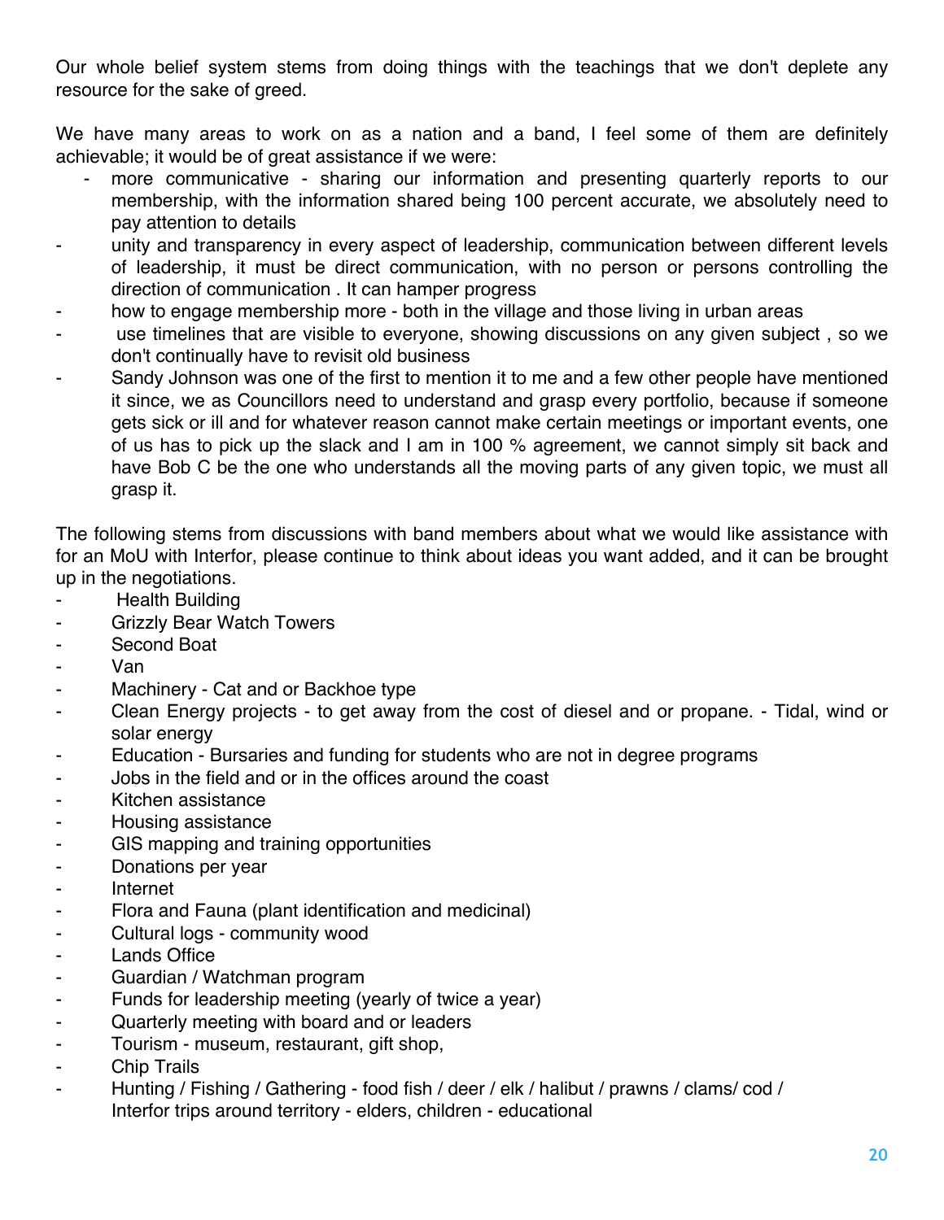Our whole belief system stems from doing things with the teachings that we don't deplete any resource for the sake of greed.

We have many areas to work on as a nation and a band, I feel some of them are definitely achievable; it would be of great assistance if we were:

- more communicative - sharing our information and presenting quarterly reports to our membership, with the information shared being 100 percent accurate, we absolutely need to pay attention to details
- unity and transparency in every aspect of leadership, communication between different levels of leadership, it must be direct communication, with no person or persons controlling the direction of communication . It can hamper progress
- how to engage membership more - both in the village and those living in urban areas
- use timelines that are visible to everyone, showing discussions on any given subject , so we don't continually have to revisit old business
- Sandy Johnson was one of the first to mention it to me and a few other people have mentioned it since, we as Councillors need to understand and grasp every portfolio, because if someone gets sick or ill and for whatever reason cannot make certain meetings or important events, one of us has to pick up the slack and I am in 100 % agreement, we cannot simply sit back and have Bob C be the one who understands all the moving parts of any given topic, we must all grasp it.

The following stems from discussions with band members about what we would like assistance with for an MoU with Interfor, please continue to think about ideas you want added, and it can be brought up in the negotiations.

- Health Building
- Grizzly Bear Watch Towers
- Second Boat
- Van
- Machinery - Cat and or Backhoe type
- Clean Energy projects - to get away from the cost of diesel and or propane. - Tidal, wind or solar energy
- Education - Bursaries and funding for students who are not in degree programs
- Jobs in the field and or in the offices around the coast
- Kitchen assistance
- Housing assistance
- GIS mapping and training opportunities
- Donations per year
- Internet
- Flora and Fauna (plant identification and medicinal)
- Cultural logs - community wood
- Lands Office
- Guardian / Watchman program
- Funds for leadership meeting (yearly of twice a year)
- Quarterly meeting with board and or leaders
- Tourism - museum, restaurant, gift shop,
- Chip Trails
- Hunting / Fishing / Gathering - food fish / deer / elk / halibut / prawns / clams/ cod / Interfor trips around territory - elders, children - educational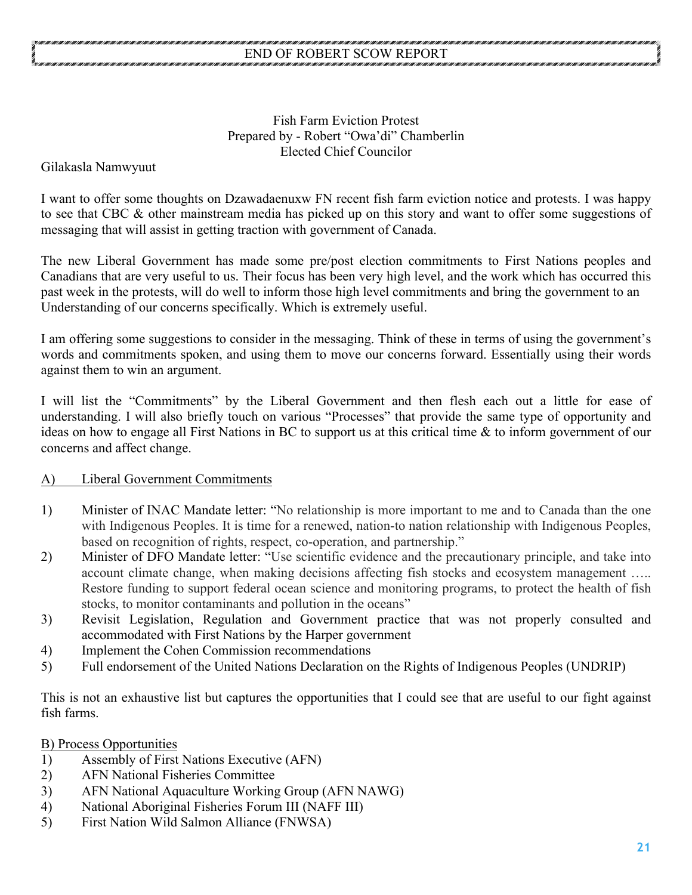END OF ROBERT SCOW REPORT

Fish Farm Eviction Protest
Prepared by - Robert "Owa'di" Chamberlin
Elected Chief Councilor

Gilakasla Namwyuut

I want to offer some thoughts on Dzawadaenuxw FN recent fish farm eviction notice and protests. I was happy to see that CBC & other mainstream media has picked up on this story and want to offer some suggestions of messaging that will assist in getting traction with government of Canada.

The new Liberal Government has made some pre/post election commitments to First Nations peoples and Canadians that are very useful to us. Their focus has been very high level, and the work which has occurred this past week in the protests, will do well to inform those high level commitments and bring the government to an Understanding of our concerns specifically. Which is extremely useful.

I am offering some suggestions to consider in the messaging. Think of these in terms of using the government's words and commitments spoken, and using them to move our concerns forward. Essentially using their words against them to win an argument.

I will list the "Commitments" by the Liberal Government and then flesh each out a little for ease of understanding. I will also briefly touch on various "Processes" that provide the same type of opportunity and ideas on how to engage all First Nations in BC to support us at this critical time & to inform government of our concerns and affect change.

A) Liberal Government Commitments

1) Minister of INAC Mandate letter: "No relationship is more important to me and to Canada than the one with Indigenous Peoples. It is time for a renewed, nation-to nation relationship with Indigenous Peoples, based on recognition of rights, respect, co-operation, and partnership."
2) Minister of DFO Mandate letter: "Use scientific evidence and the precautionary principle, and take into account climate change, when making decisions affecting fish stocks and ecosystem management ….. Restore funding to support federal ocean science and monitoring programs, to protect the health of fish stocks, to monitor contaminants and pollution in the oceans"
3) Revisit Legislation, Regulation and Government practice that was not properly consulted and accommodated with First Nations by the Harper government
4) Implement the Cohen Commission recommendations
5) Full endorsement of the United Nations Declaration on the Rights of Indigenous Peoples (UNDRIP)

This is not an exhaustive list but captures the opportunities that I could see that are useful to our fight against fish farms.

B) Process Opportunities

1) Assembly of First Nations Executive (AFN)
2) AFN National Fisheries Committee
3) AFN National Aquaculture Working Group (AFN NAWG)
4) National Aboriginal Fisheries Forum III (NAFF III)
5) First Nation Wild Salmon Alliance (FNWSA)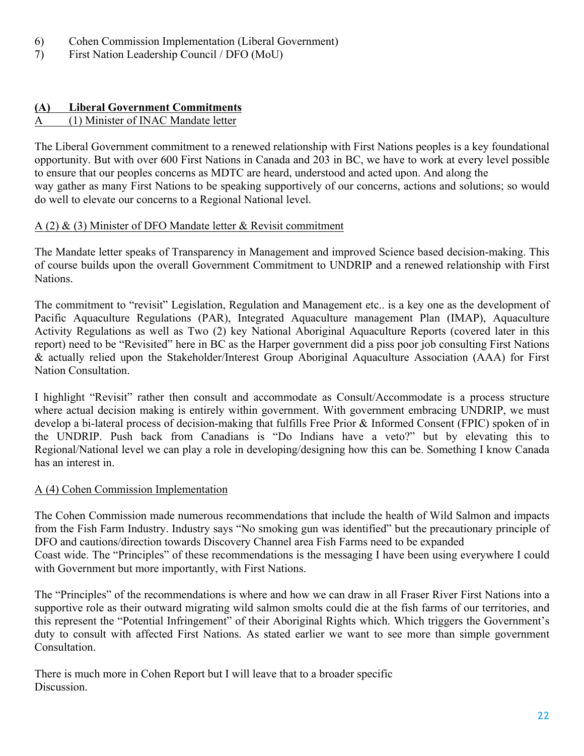6) Cohen Commission Implementation (Liberal Government)
7) First Nation Leadership Council / DFO (MoU)

## (A) Liberal Government Commitments

A (1) Minister of INAC Mandate letter

The Liberal Government commitment to a renewed relationship with First Nations peoples is a key foundational opportunity. But with over 600 First Nations in Canada and 203 in BC, we have to work at every level possible to ensure that our peoples concerns as MDTC are heard, understood and acted upon. And along the way gather as many First Nations to be speaking supportively of our concerns, actions and solutions; so would do well to elevate our concerns to a Regional National level.

A (2) & (3) Minister of DFO Mandate letter & Revisit commitment

The Mandate letter speaks of Transparency in Management and improved Science based decision-making. This of course builds upon the overall Government Commitment to UNDRIP and a renewed relationship with First Nations.

The commitment to "revisit" Legislation, Regulation and Management etc.. is a key one as the development of Pacific Aquaculture Regulations (PAR), Integrated Aquaculture management Plan (IMAP), Aquaculture Activity Regulations as well as Two (2) key National Aboriginal Aquaculture Reports (covered later in this report) need to be "Revisited" here in BC as the Harper government did a piss poor job consulting First Nations & actually relied upon the Stakeholder/Interest Group Aboriginal Aquaculture Association (AAA) for First Nation Consultation.

I highlight "Revisit" rather then consult and accommodate as Consult/Accommodate is a process structure where actual decision making is entirely within government. With government embracing UNDRIP, we must develop a bi-lateral process of decision-making that fulfills Free Prior & Informed Consent (FPIC) spoken of in the UNDRIP. Push back from Canadians is "Do Indians have a veto?" but by elevating this to Regional/National level we can play a role in developing/designing how this can be. Something I know Canada has an interest in.

A (4) Cohen Commission Implementation

The Cohen Commission made numerous recommendations that include the health of Wild Salmon and impacts from the Fish Farm Industry. Industry says "No smoking gun was identified" but the precautionary principle of DFO and cautions/direction towards Discovery Channel area Fish Farms need to be expanded Coast wide. The "Principles" of these recommendations is the messaging I have been using everywhere I could with Government but more importantly, with First Nations.

The "Principles" of the recommendations is where and how we can draw in all Fraser River First Nations into a supportive role as their outward migrating wild salmon smolts could die at the fish farms of our territories, and this represent the "Potential Infringement" of their Aboriginal Rights which. Which triggers the Government's duty to consult with affected First Nations. As stated earlier we want to see more than simple government Consultation.

There is much more in Cohen Report but I will leave that to a broader specific Discussion.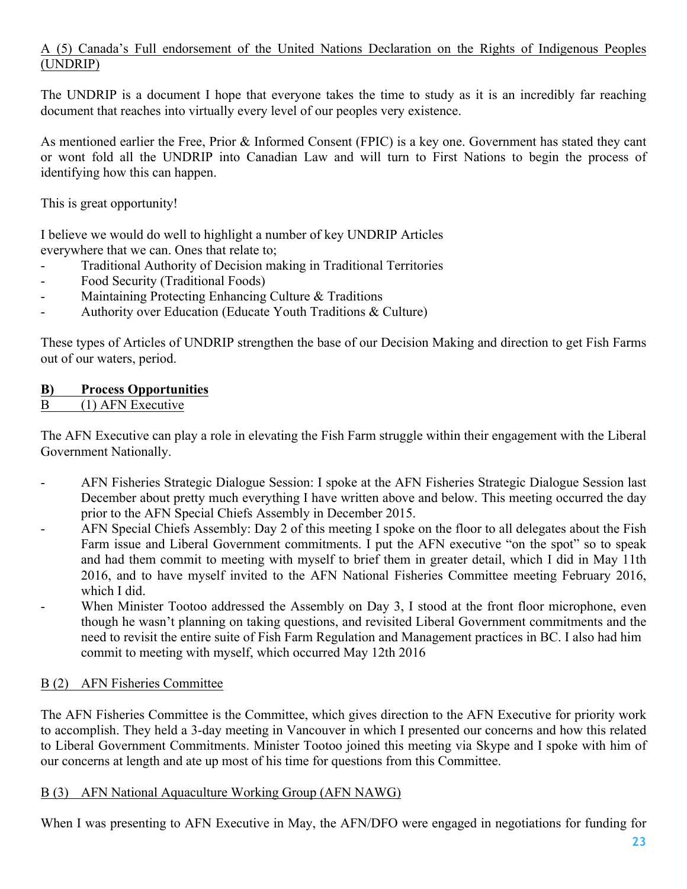A (5) Canada's Full endorsement of the United Nations Declaration on the Rights of Indigenous Peoples (UNDRIP)

The UNDRIP is a document I hope that everyone takes the time to study as it is an incredibly far reaching document that reaches into virtually every level of our peoples very existence.

As mentioned earlier the Free, Prior & Informed Consent (FPIC) is a key one. Government has stated they cant or wont fold all the UNDRIP into Canadian Law and will turn to First Nations to begin the process of identifying how this can happen.

This is great opportunity!

I believe we would do well to highlight a number of key UNDRIP Articles everywhere that we can. Ones that relate to;

- Traditional Authority of Decision making in Traditional Territories
- Food Security (Traditional Foods)
- Maintaining Protecting Enhancing Culture & Traditions
- Authority over Education (Educate Youth Traditions & Culture)

These types of Articles of UNDRIP strengthen the base of our Decision Making and direction to get Fish Farms out of our waters, period.

## B) Process Opportunities

B (1) AFN Executive

The AFN Executive can play a role in elevating the Fish Farm struggle within their engagement with the Liberal Government Nationally.

- AFN Fisheries Strategic Dialogue Session: I spoke at the AFN Fisheries Strategic Dialogue Session last December about pretty much everything I have written above and below. This meeting occurred the day prior to the AFN Special Chiefs Assembly in December 2015.
- AFN Special Chiefs Assembly: Day 2 of this meeting I spoke on the floor to all delegates about the Fish Farm issue and Liberal Government commitments. I put the AFN executive "on the spot" so to speak and had them commit to meeting with myself to brief them in greater detail, which I did in May 11th 2016, and to have myself invited to the AFN National Fisheries Committee meeting February 2016, which I did.
- When Minister Tootoo addressed the Assembly on Day 3, I stood at the front floor microphone, even though he wasn't planning on taking questions, and revisited Liberal Government commitments and the need to revisit the entire suite of Fish Farm Regulation and Management practices in BC. I also had him commit to meeting with myself, which occurred May 12th 2016

B (2) AFN Fisheries Committee

The AFN Fisheries Committee is the Committee, which gives direction to the AFN Executive for priority work to accomplish. They held a 3-day meeting in Vancouver in which I presented our concerns and how this related to Liberal Government Commitments. Minister Tootoo joined this meeting via Skype and I spoke with him of our concerns at length and ate up most of his time for questions from this Committee.

B (3) AFN National Aquaculture Working Group (AFN NAWG)

When I was presenting to AFN Executive in May, the AFN/DFO were engaged in negotiations for funding for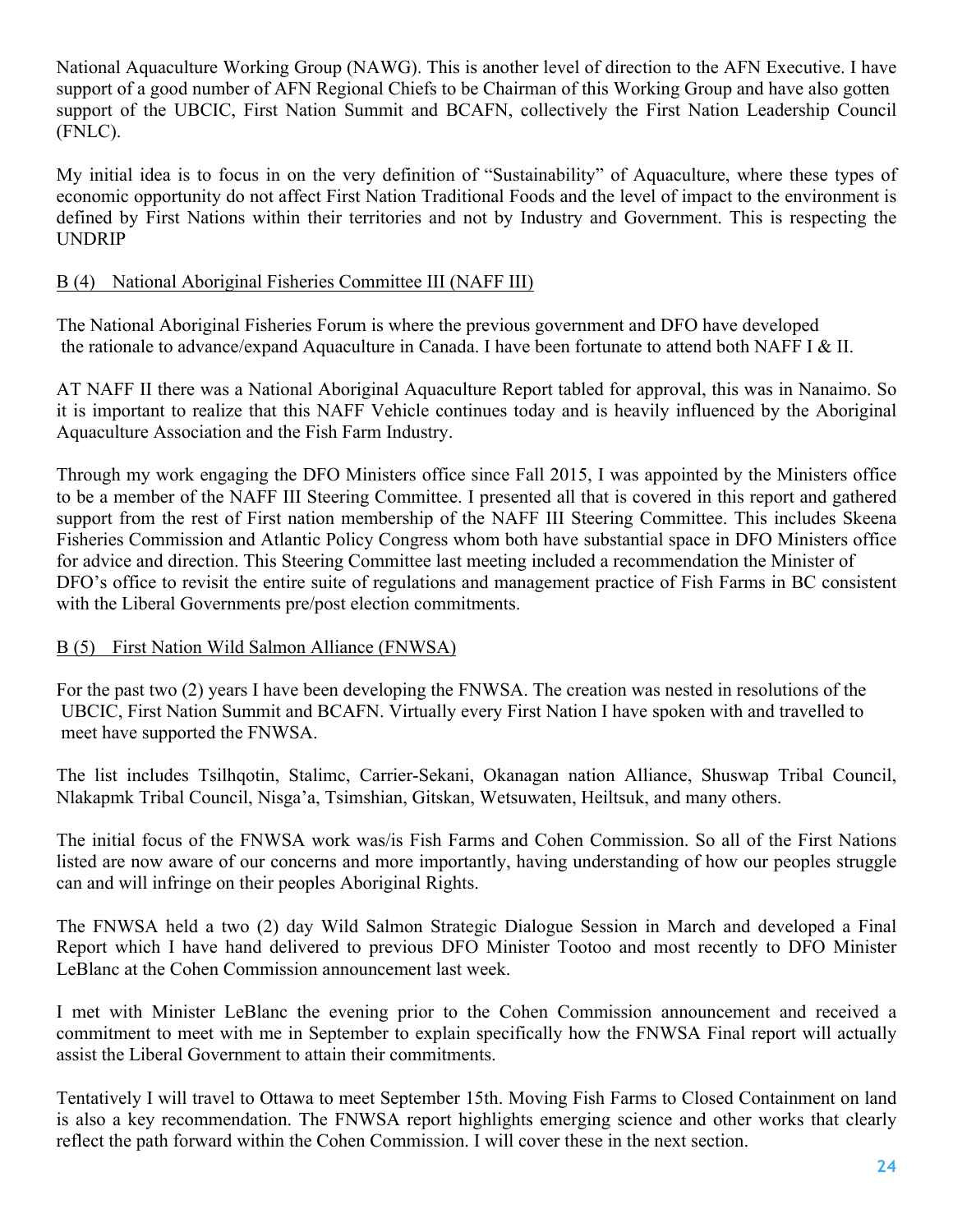National Aquaculture Working Group (NAWG). This is another level of direction to the AFN Executive. I have support of a good number of AFN Regional Chiefs to be Chairman of this Working Group and have also gotten support of the UBCIC, First Nation Summit and BCAFN, collectively the First Nation Leadership Council (FNLC).

My initial idea is to focus in on the very definition of "Sustainability" of Aquaculture, where these types of economic opportunity do not affect First Nation Traditional Foods and the level of impact to the environment is defined by First Nations within their territories and not by Industry and Government. This is respecting the UNDRIP

B (4) National Aboriginal Fisheries Committee III (NAFF III)

The National Aboriginal Fisheries Forum is where the previous government and DFO have developed the rationale to advance/expand Aquaculture in Canada. I have been fortunate to attend both NAFF I & II.

AT NAFF II there was a National Aboriginal Aquaculture Report tabled for approval, this was in Nanaimo. So it is important to realize that this NAFF Vehicle continues today and is heavily influenced by the Aboriginal Aquaculture Association and the Fish Farm Industry.

Through my work engaging the DFO Ministers office since Fall 2015, I was appointed by the Ministers office to be a member of the NAFF III Steering Committee. I presented all that is covered in this report and gathered support from the rest of First nation membership of the NAFF III Steering Committee. This includes Skeena Fisheries Commission and Atlantic Policy Congress whom both have substantial space in DFO Ministers office for advice and direction. This Steering Committee last meeting included a recommendation the Minister of DFO's office to revisit the entire suite of regulations and management practice of Fish Farms in BC consistent with the Liberal Governments pre/post election commitments.

B (5) First Nation Wild Salmon Alliance (FNWSA)

For the past two (2) years I have been developing the FNWSA. The creation was nested in resolutions of the UBCIC, First Nation Summit and BCAFN. Virtually every First Nation I have spoken with and travelled to meet have supported the FNWSA.

The list includes Tsilhqotin, Stalimc, Carrier-Sekani, Okanagan nation Alliance, Shuswap Tribal Council, Nlakapmk Tribal Council, Nisga'a, Tsimshian, Gitskan, Wetsuwaten, Heiltsuk, and many others.

The initial focus of the FNWSA work was/is Fish Farms and Cohen Commission. So all of the First Nations listed are now aware of our concerns and more importantly, having understanding of how our peoples struggle can and will infringe on their peoples Aboriginal Rights.

The FNWSA held a two (2) day Wild Salmon Strategic Dialogue Session in March and developed a Final Report which I have hand delivered to previous DFO Minister Tootoo and most recently to DFO Minister LeBlanc at the Cohen Commission announcement last week.

I met with Minister LeBlanc the evening prior to the Cohen Commission announcement and received a commitment to meet with me in September to explain specifically how the FNWSA Final report will actually assist the Liberal Government to attain their commitments.

Tentatively I will travel to Ottawa to meet September 15th. Moving Fish Farms to Closed Containment on land is also a key recommendation. The FNWSA report highlights emerging science and other works that clearly reflect the path forward within the Cohen Commission. I will cover these in the next section.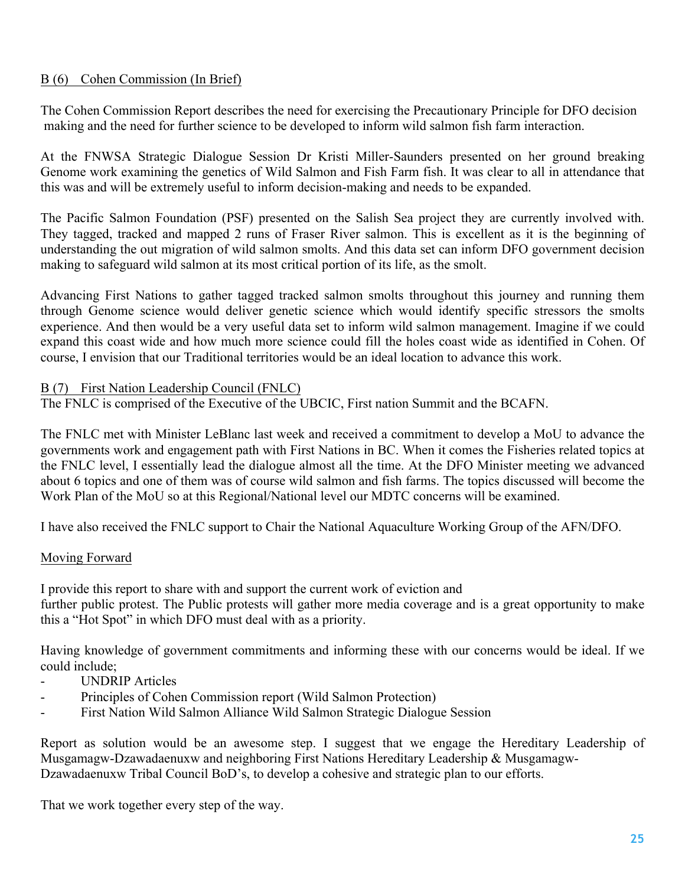B (6)  Cohen Commission (In Brief)

The Cohen Commission Report describes the need for exercising the Precautionary Principle for DFO decision making and the need for further science to be developed to inform wild salmon fish farm interaction.

At the FNWSA Strategic Dialogue Session Dr Kristi Miller-Saunders presented on her ground breaking Genome work examining the genetics of Wild Salmon and Fish Farm fish. It was clear to all in attendance that this was and will be extremely useful to inform decision-making and needs to be expanded.

The Pacific Salmon Foundation (PSF) presented on the Salish Sea project they are currently involved with. They tagged, tracked and mapped 2 runs of Fraser River salmon. This is excellent as it is the beginning of understanding the out migration of wild salmon smolts. And this data set can inform DFO government decision making to safeguard wild salmon at its most critical portion of its life, as the smolt.

Advancing First Nations to gather tagged tracked salmon smolts throughout this journey and running them through Genome science would deliver genetic science which would identify specific stressors the smolts experience. And then would be a very useful data set to inform wild salmon management. Imagine if we could expand this coast wide and how much more science could fill the holes coast wide as identified in Cohen. Of course, I envision that our Traditional territories would be an ideal location to advance this work.

B (7)  First Nation Leadership Council (FNLC)

The FNLC is comprised of the Executive of the UBCIC, First nation Summit and the BCAFN.

The FNLC met with Minister LeBlanc last week and received a commitment to develop a MoU to advance the governments work and engagement path with First Nations in BC. When it comes the Fisheries related topics at the FNLC level, I essentially lead the dialogue almost all the time. At the DFO Minister meeting we advanced about 6 topics and one of them was of course wild salmon and fish farms. The topics discussed will become the Work Plan of the MoU so at this Regional/National level our MDTC concerns will be examined.

I have also received the FNLC support to Chair the National Aquaculture Working Group of the AFN/DFO.

Moving Forward

I provide this report to share with and support the current work of eviction and further public protest. The Public protests will gather more media coverage and is a great opportunity to make this a "Hot Spot" in which DFO must deal with as a priority.

Having knowledge of government commitments and informing these with our concerns would be ideal. If we could include;

- UNDRIP Articles
- Principles of Cohen Commission report (Wild Salmon Protection)
- First Nation Wild Salmon Alliance Wild Salmon Strategic Dialogue Session

Report as solution would be an awesome step. I suggest that we engage the Hereditary Leadership of Musgamagw-Dzawadaenuxw and neighboring First Nations Hereditary Leadership & Musgamagw-Dzawadaenuxw Tribal Council BoD's, to develop a cohesive and strategic plan to our efforts.

That we work together every step of the way.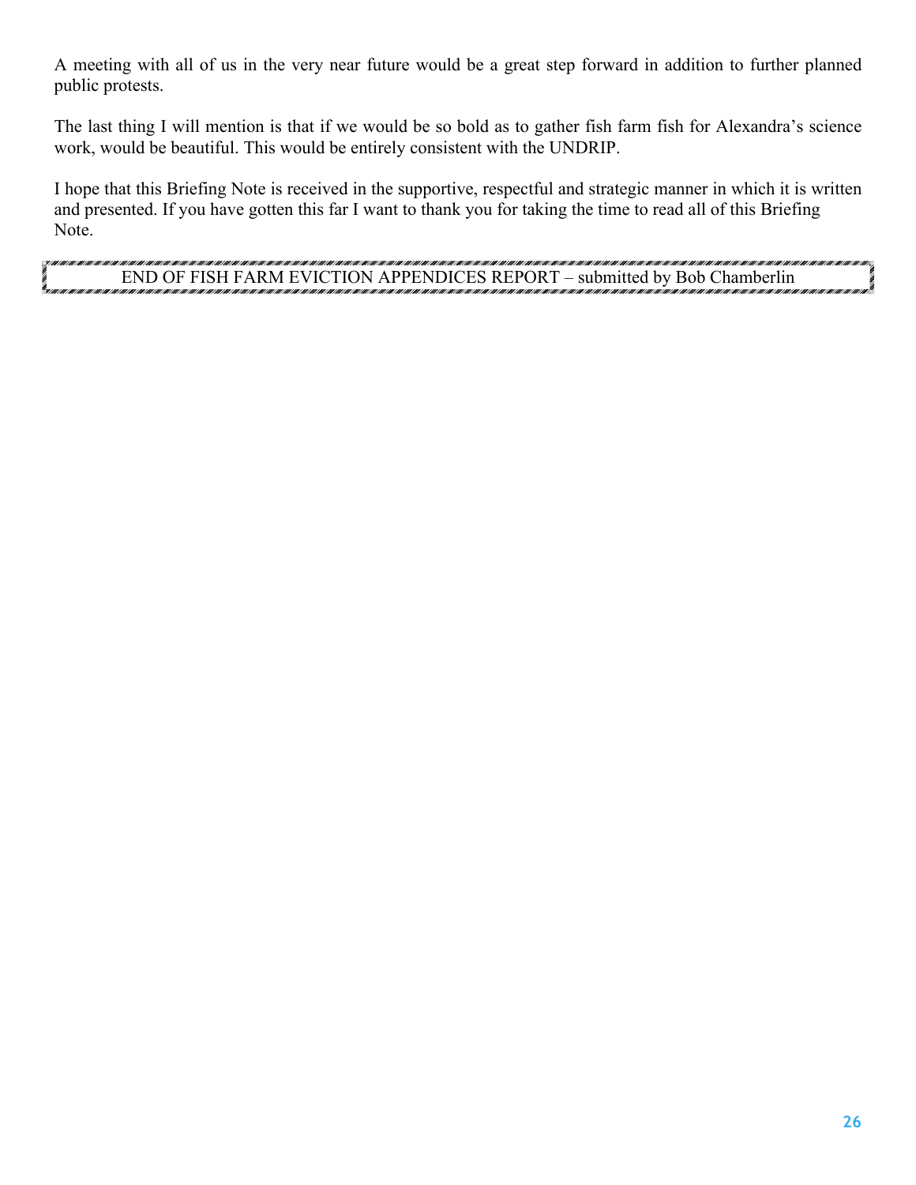A meeting with all of us in the very near future would be a great step forward in addition to further planned public protests.

The last thing I will mention is that if we would be so bold as to gather fish farm fish for Alexandra's science work, would be beautiful. This would be entirely consistent with the UNDRIP.

I hope that this Briefing Note is received in the supportive, respectful and strategic manner in which it is written and presented. If you have gotten this far I want to thank you for taking the time to read all of this Briefing Note.

END OF FISH FARM EVICTION APPENDICES REPORT – submitted by Bob Chamberlin